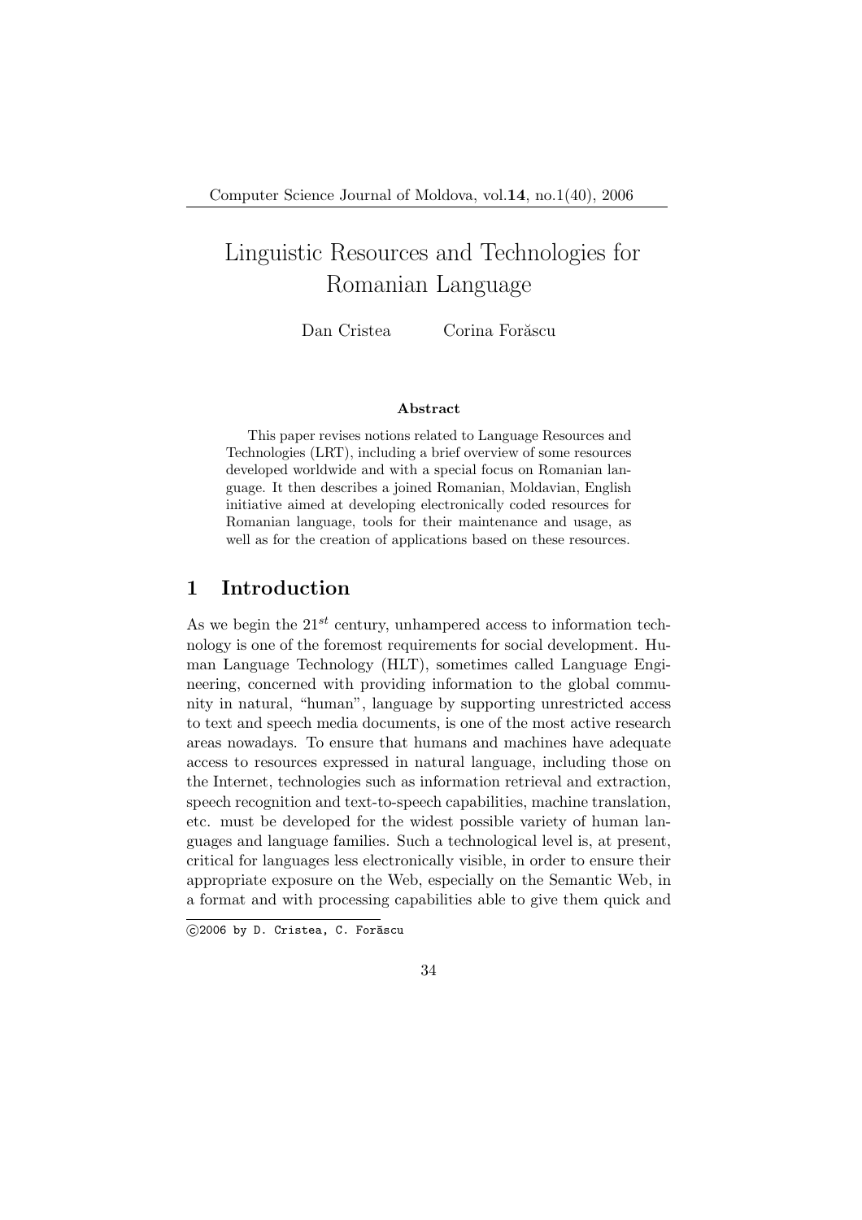# Linguistic Resources and Technologies for Romanian Language

Dan Cristea     Corina Forăscu

**Abstract**

This paper revises notions related to Language Resources and Technologies (LRT), including a brief overview of some resources developed worldwide and with a special focus on Romanian language. It then describes a joined Romanian, Moldavian, English initiative aimed at developing electronically coded resources for Romanian language, tools for their maintenance and usage, as well as for the creation of applications based on these resources.

## 1 Introduction

As we begin the $21^{st}$ century, unhampered access to information technology is one of the foremost requirements for social development. Human Language Technology (HLT), sometimes called Language Engineering, concerned with providing information to the global community in natural, "human", language by supporting unrestricted access to text and speech media documents, is one of the most active research areas nowadays. To ensure that humans and machines have adequate access to resources expressed in natural language, including those on the Internet, technologies such as information retrieval and extraction, speech recognition and text-to-speech capabilities, machine translation, etc. must be developed for the widest possible variety of human languages and language families. Such a technological level is, at present, critical for languages less electronically visible, in order to ensure their appropriate exposure on the Web, especially on the Semantic Web, in a format and with processing capabilities able to give them quick and

©2006 by D. Cristea, C. Forăscu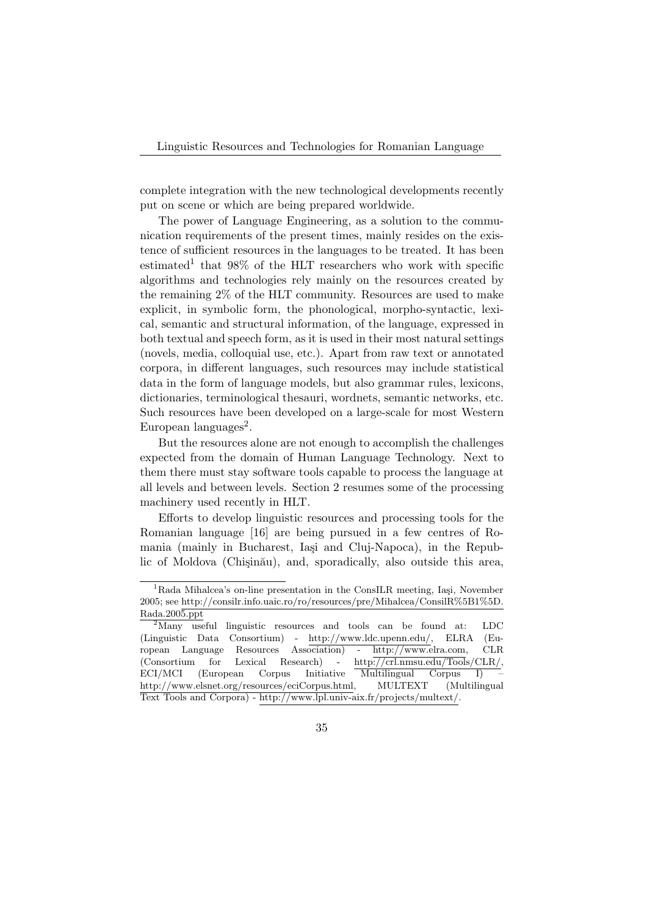complete integration with the new technological developments recently put on scene or which are being prepared worldwide.

The power of Language Engineering, as a solution to the communication requirements of the present times, mainly resides on the existence of sufficient resources in the languages to be treated. It has been estimated[1] that 98% of the HLT researchers who work with specific algorithms and technologies rely mainly on the resources created by the remaining 2% of the HLT community. Resources are used to make explicit, in symbolic form, the phonological, morpho-syntactic, lexical, semantic and structural information, of the language, expressed in both textual and speech form, as it is used in their most natural settings (novels, media, colloquial use, etc.). Apart from raw text or annotated corpora, in different languages, such resources may include statistical data in the form of language models, but also grammar rules, lexicons, dictionaries, terminological thesauri, wordnets, semantic networks, etc. Such resources have been developed on a large-scale for most Western European languages[2].

But the resources alone are not enough to accomplish the challenges expected from the domain of Human Language Technology. Next to them there must stay software tools capable to process the language at all levels and between levels. Section 2 resumes some of the processing machinery used recently in HLT.

Efforts to develop linguistic resources and processing tools for the Romanian language [16] are being pursued in a few centres of Romania (mainly in Bucharest, Iaşi and Cluj-Napoca), in the Republic of Moldova (Chişinău), and, sporadically, also outside this area,

---

[1] Rada Mihalcea's on-line presentation in the ConsILR meeting, Iaşi, November 2005; see http://consilr.info.uaic.ro/ro/resources/pre/Mihalcea/ConsilR%5B1%5D.Rada.2005.ppt

[2] Many useful linguistic resources and tools can be found at: LDC (Linguistic Data Consortium) - http://www.ldc.upenn.edu/, ELRA (European Language Resources Association) - http://www.elra.com, CLR (Consortium for Lexical Research) - http://crl.nmsu.edu/Tools/CLR/, ECI/MCI (European Corpus Initiative Multilingual Corpus I) – http://www.elsnet.org/resources/eciCorpus.html, MULTEXT (Multilingual Text Tools and Corpora) - http://www.lpl.univ-aix.fr/projects/multext/.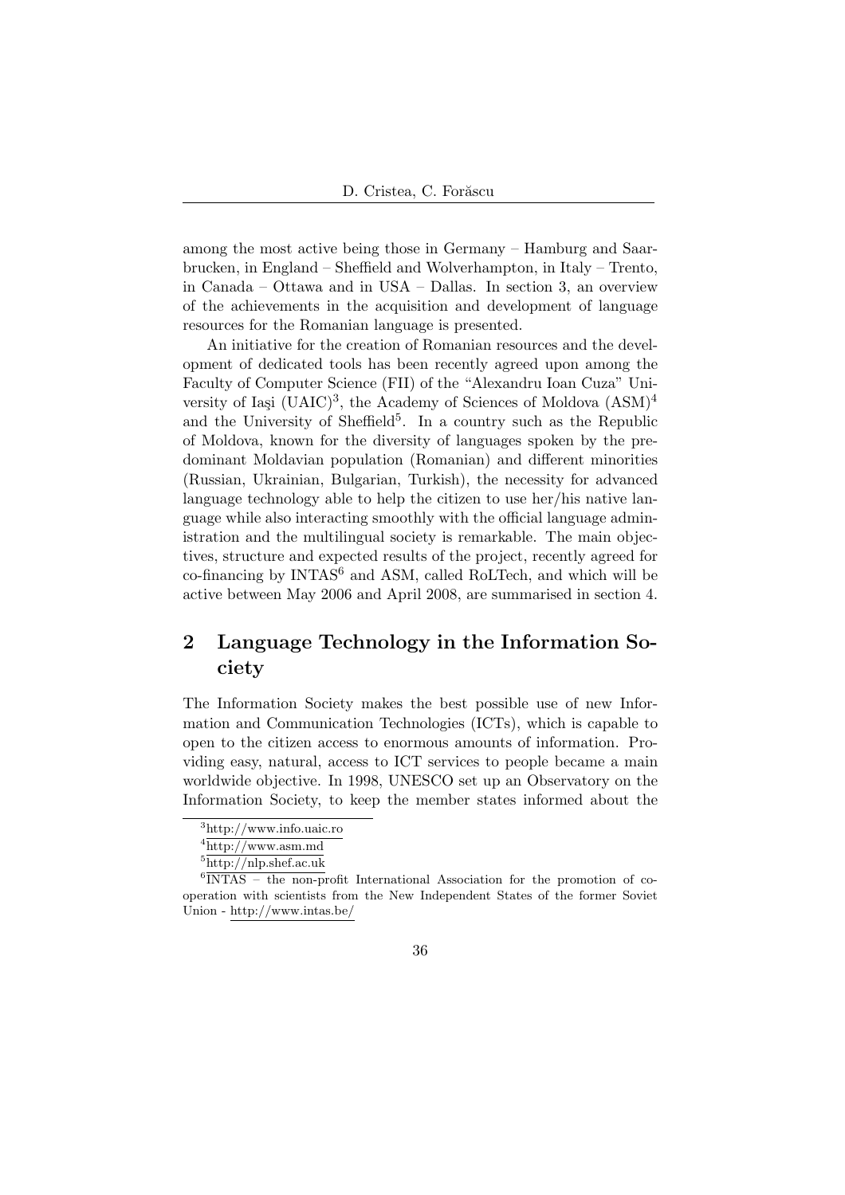among the most active being those in Germany – Hamburg and Saarbrucken, in England – Sheffield and Wolverhampton, in Italy – Trento, in Canada – Ottawa and in USA – Dallas. In section 3, an overview of the achievements in the acquisition and development of language resources for the Romanian language is presented.

An initiative for the creation of Romanian resources and the development of dedicated tools has been recently agreed upon among the Faculty of Computer Science (FII) of the "Alexandru Ioan Cuza" University of Iaşi (UAIC)[3], the Academy of Sciences of Moldova (ASM)[4] and the University of Sheffield[5]. In a country such as the Republic of Moldova, known for the diversity of languages spoken by the predominant Moldavian population (Romanian) and different minorities (Russian, Ukrainian, Bulgarian, Turkish), the necessity for advanced language technology able to help the citizen to use her/his native language while also interacting smoothly with the official language administration and the multilingual society is remarkable. The main objectives, structure and expected results of the project, recently agreed for co-financing by INTAS[6] and ASM, called RoLTech, and which will be active between May 2006 and April 2008, are summarised in section 4.

## 2 Language Technology in the Information Society

The Information Society makes the best possible use of new Information and Communication Technologies (ICTs), which is capable to open to the citizen access to enormous amounts of information. Providing easy, natural, access to ICT services to people became a main worldwide objective. In 1998, UNESCO set up an Observatory on the Information Society, to keep the member states informed about the

---

[3] http://www.info.uaic.ro

[4] http://www.asm.md

[5] http://nlp.shef.ac.uk

[6] INTAS – the non-profit International Association for the promotion of co-operation with scientists from the New Independent States of the former Soviet Union - http://www.intas.be/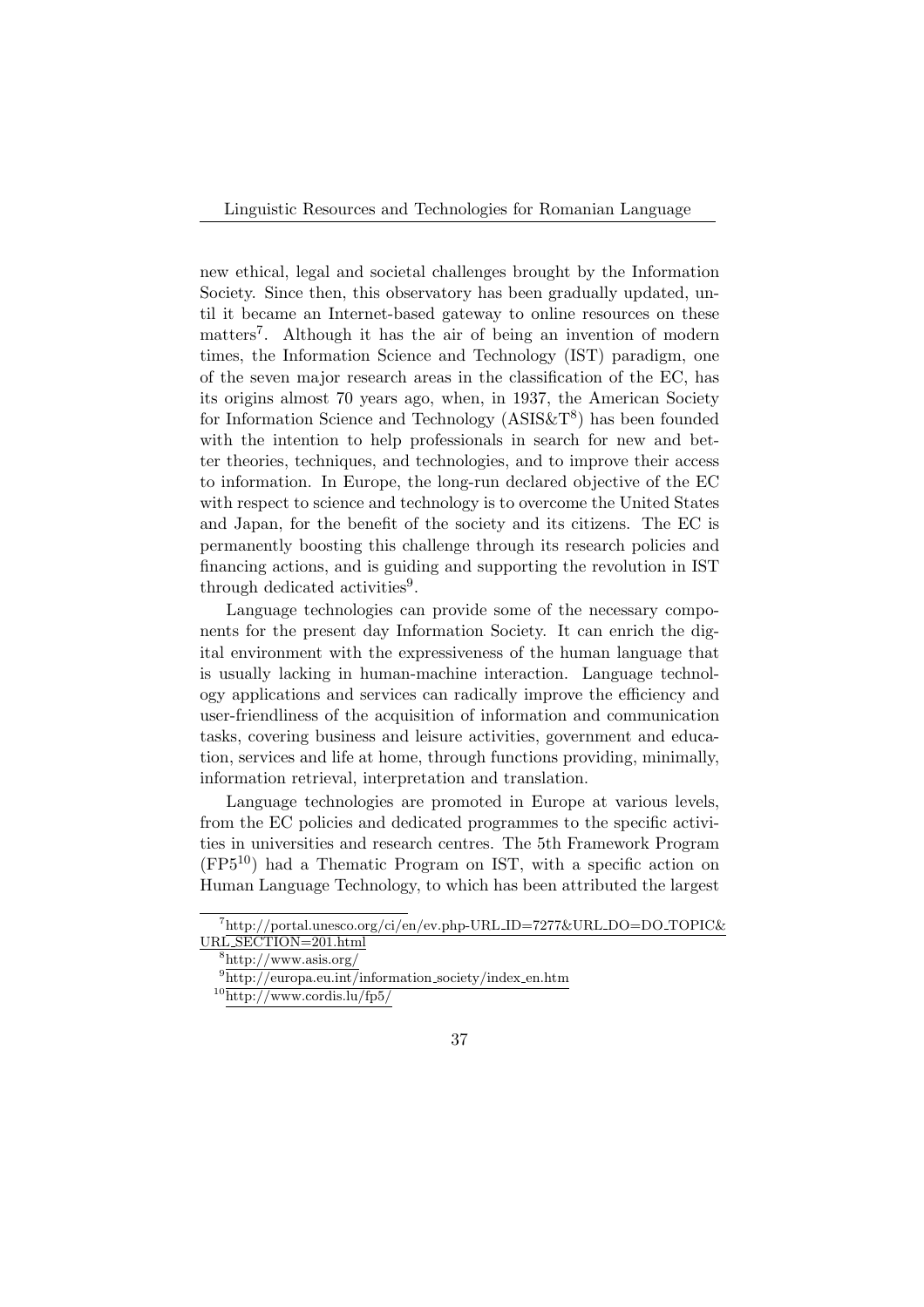new ethical, legal and societal challenges brought by the Information Society. Since then, this observatory has been gradually updated, until it became an Internet-based gateway to online resources on these matters[7]. Although it has the air of being an invention of modern times, the Information Science and Technology (IST) paradigm, one of the seven major research areas in the classification of the EC, has its origins almost 70 years ago, when, in 1937, the American Society for Information Science and Technology (ASIS&T[8]) has been founded with the intention to help professionals in search for new and better theories, techniques, and technologies, and to improve their access to information. In Europe, the long-run declared objective of the EC with respect to science and technology is to overcome the United States and Japan, for the benefit of the society and its citizens. The EC is permanently boosting this challenge through its research policies and financing actions, and is guiding and supporting the revolution in IST through dedicated activities[9].

Language technologies can provide some of the necessary components for the present day Information Society. It can enrich the digital environment with the expressiveness of the human language that is usually lacking in human-machine interaction. Language technology applications and services can radically improve the efficiency and user-friendliness of the acquisition of information and communication tasks, covering business and leisure activities, government and education, services and life at home, through functions providing, minimally, information retrieval, interpretation and translation.

Language technologies are promoted in Europe at various levels, from the EC policies and dedicated programmes to the specific activities in universities and research centres. The 5th Framework Program (FP5[10]) had a Thematic Program on IST, with a specific action on Human Language Technology, to which has been attributed the largest

---

[7] http://portal.unesco.org/ci/en/ev.php-URL_ID=7277&URL_DO=DO_TOPIC&URL_SECTION=201.html

[8] http://www.asis.org/

[9] http://europa.eu.int/information_society/index_en.htm

[10] http://www.cordis.lu/fp5/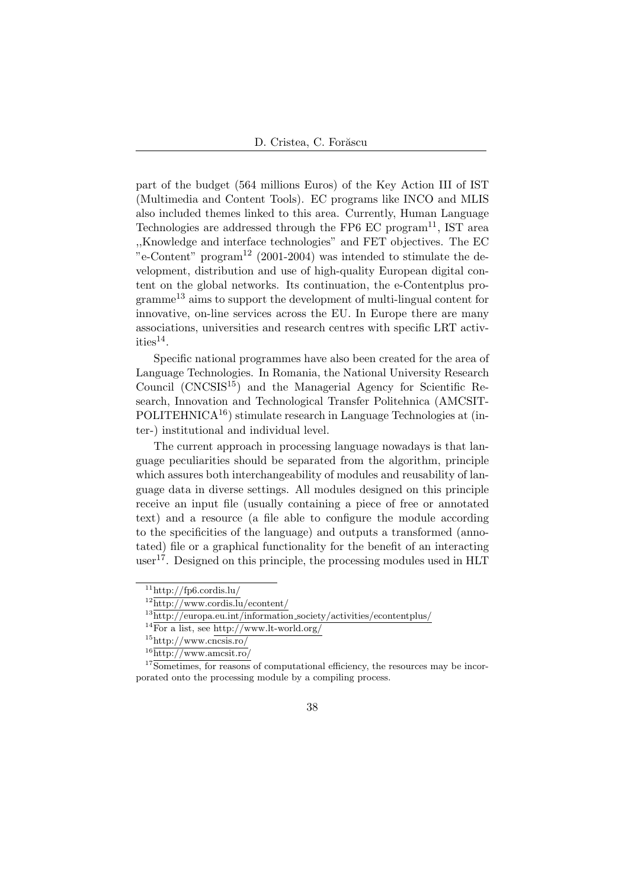part of the budget (564 millions Euros) of the Key Action III of IST (Multimedia and Content Tools). EC programs like INCO and MLIS also included themes linked to this area. Currently, Human Language Technologies are addressed through the FP6 EC program[11], IST area ,,Knowledge and interface technologies" and FET objectives. The EC "e-Content" program[12] (2001-2004) was intended to stimulate the development, distribution and use of high-quality European digital content on the global networks. Its continuation, the e-Contentplus programme[13] aims to support the development of multi-lingual content for innovative, on-line services across the EU. In Europe there are many associations, universities and research centres with specific LRT activities[14].

Specific national programmes have also been created for the area of Language Technologies. In Romania, the National University Research Council (CNCSIS[15]) and the Managerial Agency for Scientific Research, Innovation and Technological Transfer Politehnica (AMCSIT-POLITEHNICA[16]) stimulate research in Language Technologies at (inter-) institutional and individual level.

The current approach in processing language nowadays is that language peculiarities should be separated from the algorithm, principle which assures both interchangeability of modules and reusability of language data in diverse settings. All modules designed on this principle receive an input file (usually containing a piece of free or annotated text) and a resource (a file able to configure the module according to the specificities of the language) and outputs a transformed (annotated) file or a graphical functionality for the benefit of an interacting user[17]. Designed on this principle, the processing modules used in HLT

---

[11] http://fp6.cordis.lu/

[12] http://www.cordis.lu/econtent/

[13] http://europa.eu.int/information_society/activities/econtentplus/

[14] For a list, see http://www.lt-world.org/

[15] http://www.cncsis.ro/

[16] http://www.amcsit.ro/

[17] Sometimes, for reasons of computational efficiency, the resources may be incorporated onto the processing module by a compiling process.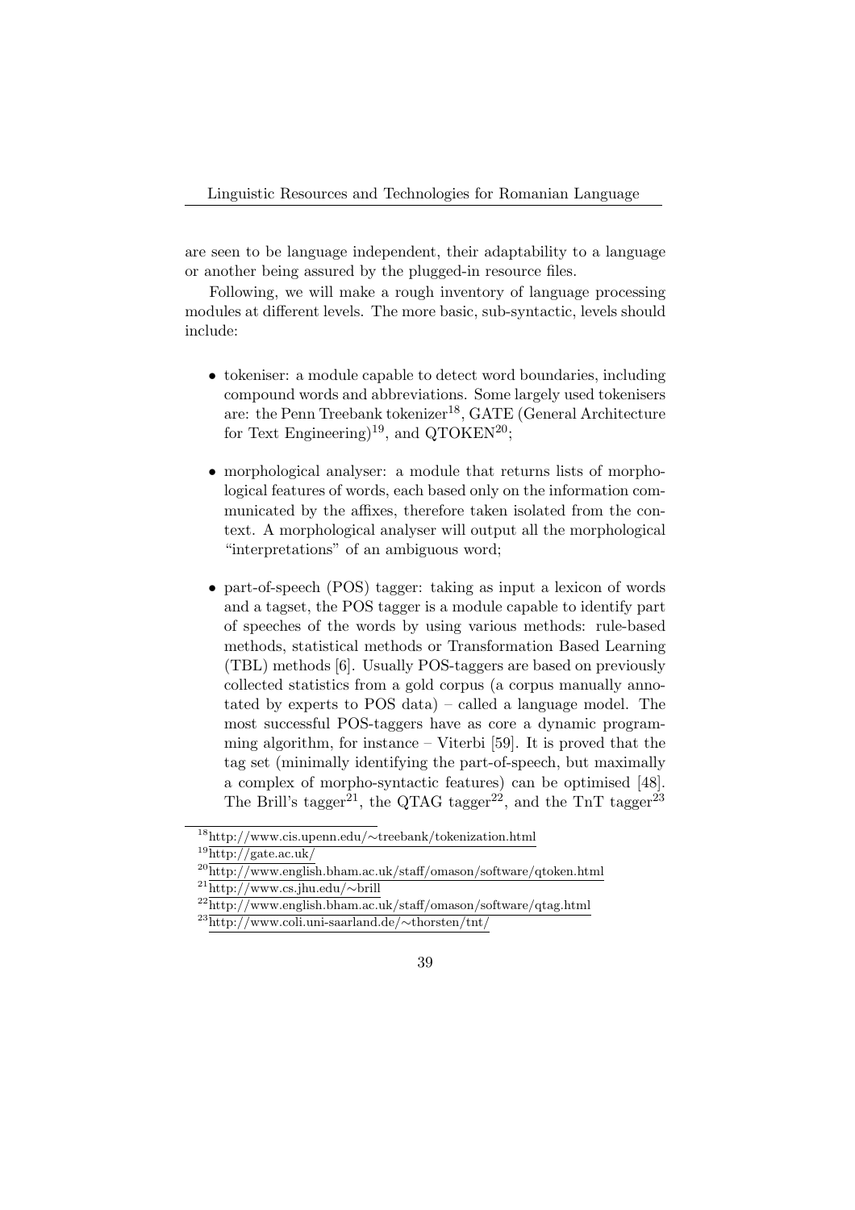are seen to be language independent, their adaptability to a language or another being assured by the plugged-in resource files.

Following, we will make a rough inventory of language processing modules at different levels. The more basic, sub-syntactic, levels should include:

- tokeniser: a module capable to detect word boundaries, including compound words and abbreviations. Some largely used tokenisers are: the Penn Treebank tokenizer[18], GATE (General Architecture for Text Engineering)[19], and QTOKEN[20];
- morphological analyser: a module that returns lists of morphological features of words, each based only on the information communicated by the affixes, therefore taken isolated from the context. A morphological analyser will output all the morphological "interpretations" of an ambiguous word;
- part-of-speech (POS) tagger: taking as input a lexicon of words and a tagset, the POS tagger is a module capable to identify part of speeches of the words by using various methods: rule-based methods, statistical methods or Transformation Based Learning (TBL) methods [6]. Usually POS-taggers are based on previously collected statistics from a gold corpus (a corpus manually annotated by experts to POS data) – called a language model. The most successful POS-taggers have as core a dynamic programming algorithm, for instance – Viterbi [59]. It is proved that the tag set (minimally identifying the part-of-speech, but maximally a complex of morpho-syntactic features) can be optimised [48]. The Brill's tagger[21], the QTAG tagger[22], and the TnT tagger[23]

---

[18] http://www.cis.upenn.edu/∼treebank/tokenization.html

[19] http://gate.ac.uk/

[20] http://www.english.bham.ac.uk/staff/omason/software/qtoken.html

[21] http://www.cs.jhu.edu/∼brill

[22] http://www.english.bham.ac.uk/staff/omason/software/qtag.html

[23] http://www.coli.uni-saarland.de/∼thorsten/tnt/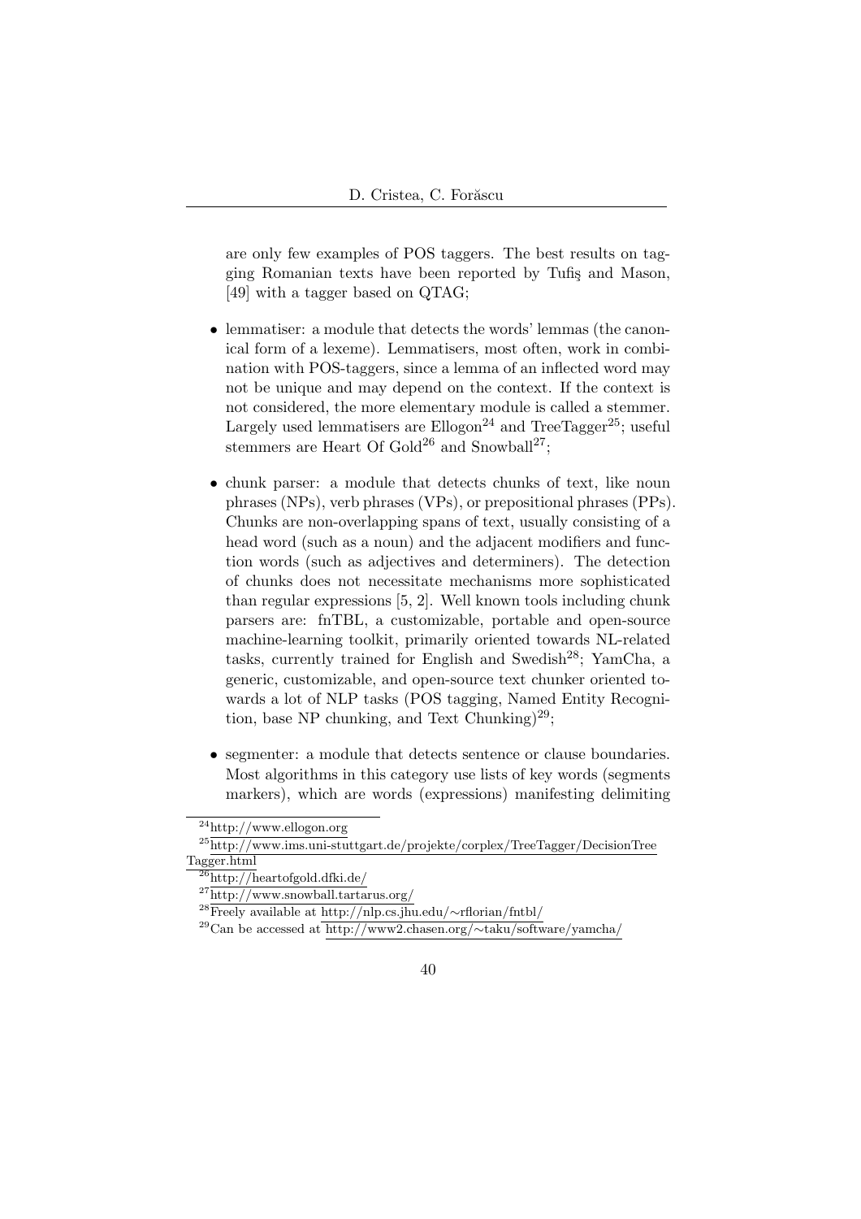are only few examples of POS taggers. The best results on tagging Romanian texts have been reported by Tufiş and Mason, [49] with a tagger based on QTAG;

- lemmatiser: a module that detects the words' lemmas (the canonical form of a lexeme). Lemmatisers, most often, work in combination with POS-taggers, since a lemma of an inflected word may not be unique and may depend on the context. If the context is not considered, the more elementary module is called a stemmer. Largely used lemmatisers are Ellogon[24] and TreeTagger[25]; useful stemmers are Heart Of Gold[26] and Snowball[27];

- chunk parser: a module that detects chunks of text, like noun phrases (NPs), verb phrases (VPs), or prepositional phrases (PPs). Chunks are non-overlapping spans of text, usually consisting of a head word (such as a noun) and the adjacent modifiers and function words (such as adjectives and determiners). The detection of chunks does not necessitate mechanisms more sophisticated than regular expressions [5, 2]. Well known tools including chunk parsers are: fnTBL, a customizable, portable and open-source machine-learning toolkit, primarily oriented towards NL-related tasks, currently trained for English and Swedish[28]; YamCha, a generic, customizable, and open-source text chunker oriented towards a lot of NLP tasks (POS tagging, Named Entity Recognition, base NP chunking, and Text Chunking)[29];

- segmenter: a module that detects sentence or clause boundaries. Most algorithms in this category use lists of key words (segments markers), which are words (expressions) manifesting delimiting

[24] http://www.ellogon.org

[25] http://www.ims.uni-stuttgart.de/projekte/corplex/TreeTagger/DecisionTreeTagger.html

[26] http://heartofgold.dfki.de/

[27] http://www.snowball.tartarus.org/

[28] Freely available at http://nlp.cs.jhu.edu/∼rflorian/fntbl/

[29] Can be accessed at http://www2.chasen.org/∼taku/software/yamcha/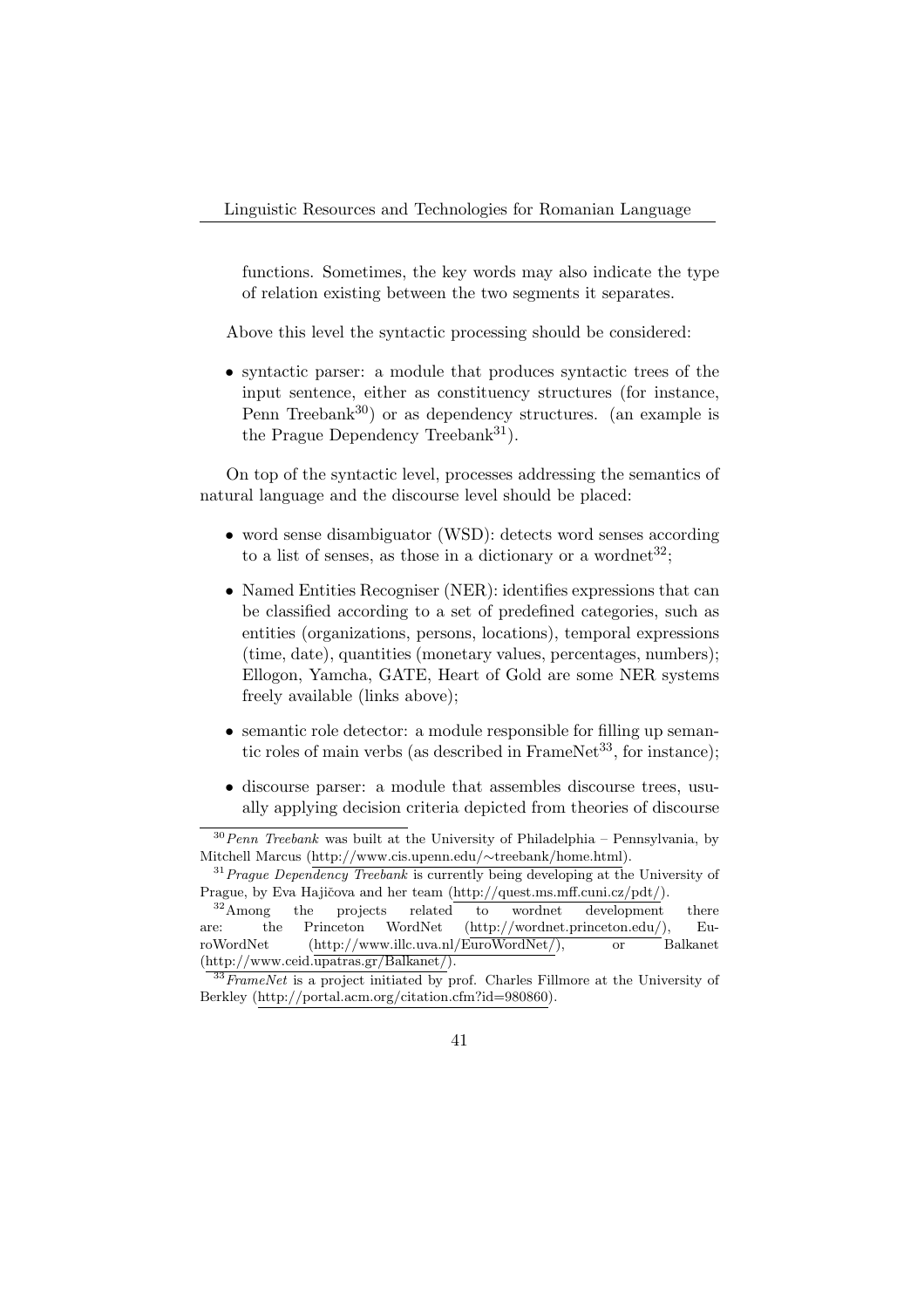functions. Sometimes, the key words may also indicate the type of relation existing between the two segments it separates.

Above this level the syntactic processing should be considered:

- syntactic parser: a module that produces syntactic trees of the input sentence, either as constituency structures (for instance, Penn Treebank[30]) or as dependency structures. (an example is the Prague Dependency Treebank[31]).

On top of the syntactic level, processes addressing the semantics of natural language and the discourse level should be placed:

- word sense disambiguator (WSD): detects word senses according to a list of senses, as those in a dictionary or a wordnet[32];
- Named Entities Recogniser (NER): identifies expressions that can be classified according to a set of predefined categories, such as entities (organizations, persons, locations), temporal expressions (time, date), quantities (monetary values, percentages, numbers); Ellogon, Yamcha, GATE, Heart of Gold are some NER systems freely available (links above);
- semantic role detector: a module responsible for filling up semantic roles of main verbs (as described in FrameNet[33], for instance);
- discourse parser: a module that assembles discourse trees, usually applying decision criteria depicted from theories of discourse

---

[30] *Penn Treebank* was built at the University of Philadelphia – Pennsylvania, by Mitchell Marcus (http://www.cis.upenn.edu/∼treebank/home.html).

[31] *Prague Dependency Treebank* is currently being developing at the University of Prague, by Eva Hajičova and her team (http://quest.ms.mff.cuni.cz/pdt/).

[32] Among the projects related to wordnet development there are: the Princeton WordNet (http://wordnet.princeton.edu/), EuroWordNet (http://www.illc.uva.nl/EuroWordNet/), or Balkanet (http://www.ceid.upatras.gr/Balkanet/).

[33] *FrameNet* is a project initiated by prof. Charles Fillmore at the University of Berkley (http://portal.acm.org/citation.cfm?id=980860).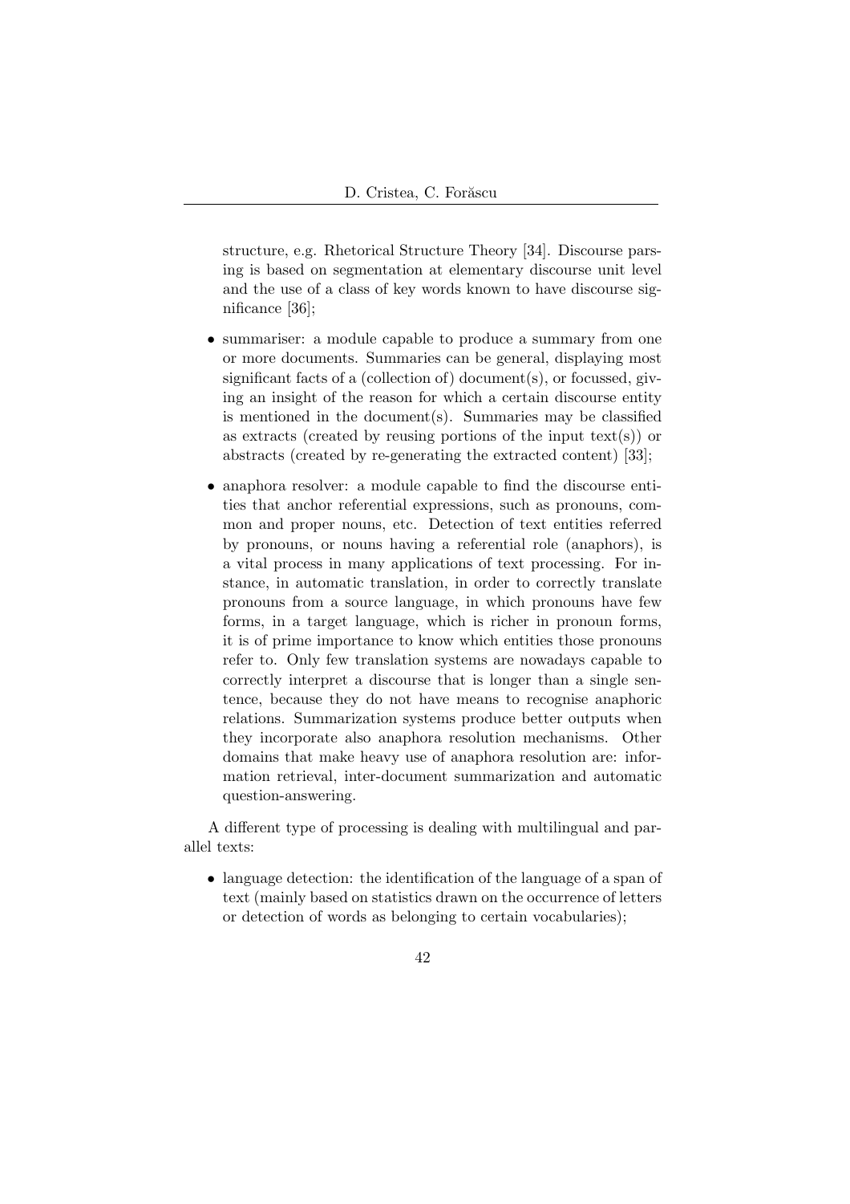structure, e.g. Rhetorical Structure Theory [34]. Discourse parsing is based on segmentation at elementary discourse unit level and the use of a class of key words known to have discourse significance [36];

- summariser: a module capable to produce a summary from one or more documents. Summaries can be general, displaying most significant facts of a (collection of) document(s), or focussed, giving an insight of the reason for which a certain discourse entity is mentioned in the document(s). Summaries may be classified as extracts (created by reusing portions of the input text(s)) or abstracts (created by re-generating the extracted content) [33];
- anaphora resolver: a module capable to find the discourse entities that anchor referential expressions, such as pronouns, common and proper nouns, etc. Detection of text entities referred by pronouns, or nouns having a referential role (anaphors), is a vital process in many applications of text processing. For instance, in automatic translation, in order to correctly translate pronouns from a source language, in which pronouns have few forms, in a target language, which is richer in pronoun forms, it is of prime importance to know which entities those pronouns refer to. Only few translation systems are nowadays capable to correctly interpret a discourse that is longer than a single sentence, because they do not have means to recognise anaphoric relations. Summarization systems produce better outputs when they incorporate also anaphora resolution mechanisms. Other domains that make heavy use of anaphora resolution are: information retrieval, inter-document summarization and automatic question-answering.

A different type of processing is dealing with multilingual and parallel texts:

- language detection: the identification of the language of a span of text (mainly based on statistics drawn on the occurrence of letters or detection of words as belonging to certain vocabularies);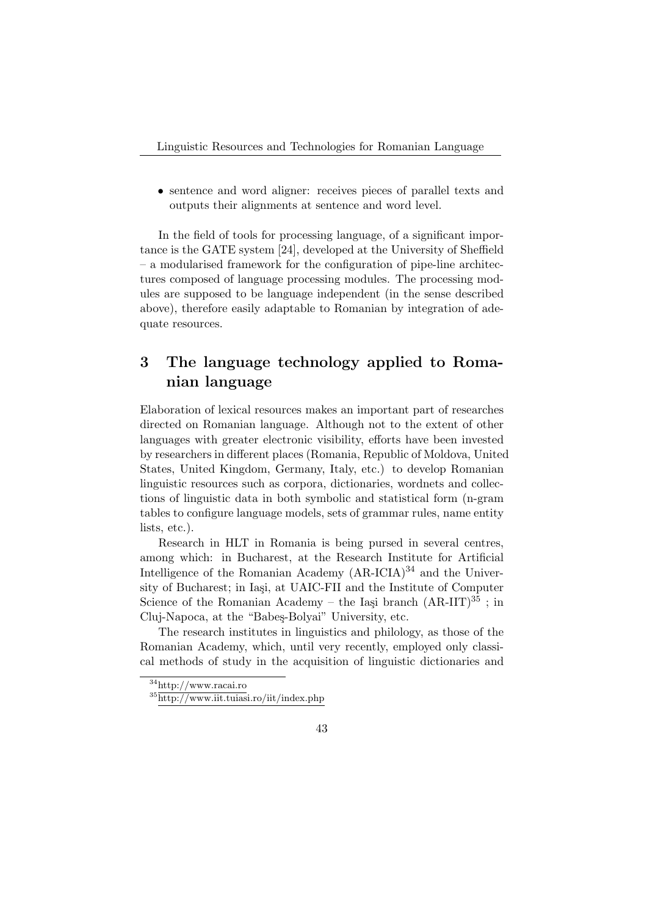- sentence and word aligner: receives pieces of parallel texts and outputs their alignments at sentence and word level.

In the field of tools for processing language, of a significant importance is the GATE system [24], developed at the University of Sheffield – a modularised framework for the configuration of pipe-line architectures composed of language processing modules. The processing modules are supposed to be language independent (in the sense described above), therefore easily adaptable to Romanian by integration of adequate resources.

## 3 The language technology applied to Romanian language

Elaboration of lexical resources makes an important part of researches directed on Romanian language. Although not to the extent of other languages with greater electronic visibility, efforts have been invested by researchers in different places (Romania, Republic of Moldova, United States, United Kingdom, Germany, Italy, etc.) to develop Romanian linguistic resources such as corpora, dictionaries, wordnets and collections of linguistic data in both symbolic and statistical form (n-gram tables to configure language models, sets of grammar rules, name entity lists, etc.).

Research in HLT in Romania is being pursed in several centres, among which: in Bucharest, at the Research Institute for Artificial Intelligence of the Romanian Academy (AR-ICIA)[34] and the University of Bucharest; in Iaşi, at UAIC-FII and the Institute of Computer Science of the Romanian Academy – the Iaşi branch (AR-IIT)[35] ; in Cluj-Napoca, at the "Babeş-Bolyai" University, etc.

The research institutes in linguistics and philology, as those of the Romanian Academy, which, until very recently, employed only classical methods of study in the acquisition of linguistic dictionaries and

[34] http://www.racai.ro

[35] http://www.iit.tuiasi.ro/iit/index.php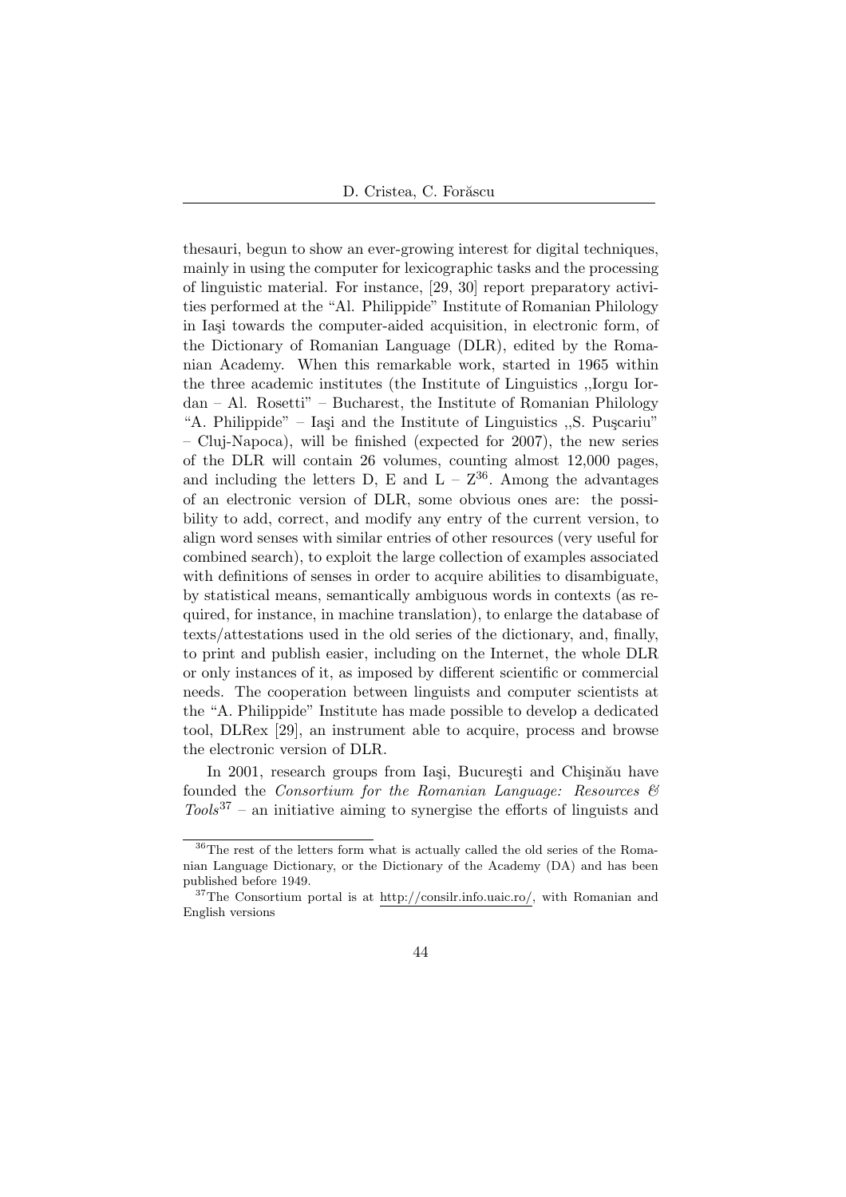thesauri, begun to show an ever-growing interest for digital techniques, mainly in using the computer for lexicographic tasks and the processing of linguistic material. For instance, [29, 30] report preparatory activities performed at the "Al. Philippide" Institute of Romanian Philology in Iaşi towards the computer-aided acquisition, in electronic form, of the Dictionary of Romanian Language (DLR), edited by the Romanian Academy. When this remarkable work, started in 1965 within the three academic institutes (the Institute of Linguistics ,,Iorgu Iordan – Al. Rosetti" – Bucharest, the Institute of Romanian Philology "A. Philippide" – Iaşi and the Institute of Linguistics ,,S. Puşcariu" – Cluj-Napoca), will be finished (expected for 2007), the new series of the DLR will contain 26 volumes, counting almost 12,000 pages, and including the letters D, E and L – Z[36]. Among the advantages of an electronic version of DLR, some obvious ones are: the possibility to add, correct, and modify any entry of the current version, to align word senses with similar entries of other resources (very useful for combined search), to exploit the large collection of examples associated with definitions of senses in order to acquire abilities to disambiguate, by statistical means, semantically ambiguous words in contexts (as required, for instance, in machine translation), to enlarge the database of texts/attestations used in the old series of the dictionary, and, finally, to print and publish easier, including on the Internet, the whole DLR or only instances of it, as imposed by different scientific or commercial needs. The cooperation between linguists and computer scientists at the "A. Philippide" Institute has made possible to develop a dedicated tool, DLRex [29], an instrument able to acquire, process and browse the electronic version of DLR.

In 2001, research groups from Iaşi, Bucureşti and Chişinău have founded the *Consortium for the Romanian Language: Resources & Tools*[37] – an initiative aiming to synergise the efforts of linguists and

---

[36] The rest of the letters form what is actually called the old series of the Romanian Language Dictionary, or the Dictionary of the Academy (DA) and has been published before 1949.

[37] The Consortium portal is at http://consilr.info.uaic.ro/, with Romanian and English versions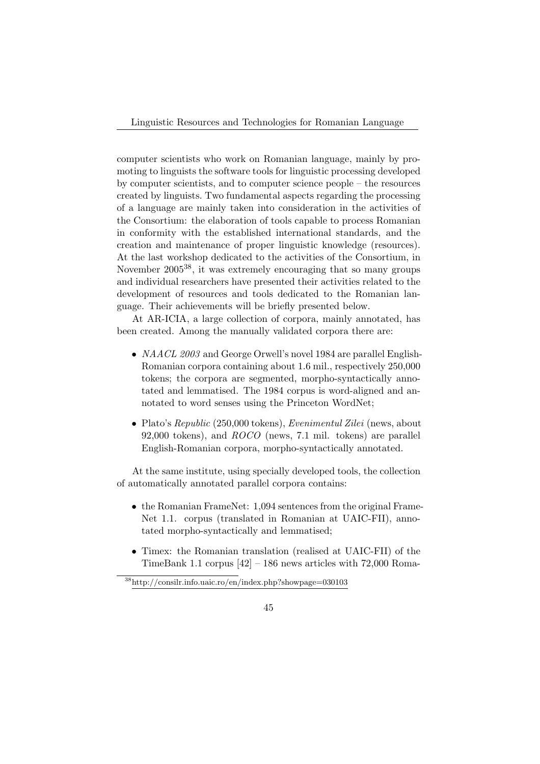computer scientists who work on Romanian language, mainly by promoting to linguists the software tools for linguistic processing developed by computer scientists, and to computer science people – the resources created by linguists. Two fundamental aspects regarding the processing of a language are mainly taken into consideration in the activities of the Consortium: the elaboration of tools capable to process Romanian in conformity with the established international standards, and the creation and maintenance of proper linguistic knowledge (resources). At the last workshop dedicated to the activities of the Consortium, in November 2005[38], it was extremely encouraging that so many groups and individual researchers have presented their activities related to the development of resources and tools dedicated to the Romanian language. Their achievements will be briefly presented below.

At AR-ICIA, a large collection of corpora, mainly annotated, has been created. Among the manually validated corpora there are:

- *NAACL 2003* and George Orwell's novel 1984 are parallel English-Romanian corpora containing about 1.6 mil., respectively 250,000 tokens; the corpora are segmented, morpho-syntactically annotated and lemmatised. The 1984 corpus is word-aligned and annotated to word senses using the Princeton WordNet;
- Plato's *Republic* (250,000 tokens), *Evenimentul Zilei* (news, about 92,000 tokens), and *ROCO* (news, 7.1 mil. tokens) are parallel English-Romanian corpora, morpho-syntactically annotated.

At the same institute, using specially developed tools, the collection of automatically annotated parallel corpora contains:

- the Romanian FrameNet: 1,094 sentences from the original FrameNet 1.1. corpus (translated in Romanian at UAIC-FII), annotated morpho-syntactically and lemmatised;
- Timex: the Romanian translation (realised at UAIC-FII) of the TimeBank 1.1 corpus [42] – 186 news articles with 72,000 Roma-

[38] http://consilr.info.uaic.ro/en/index.php?showpage=030103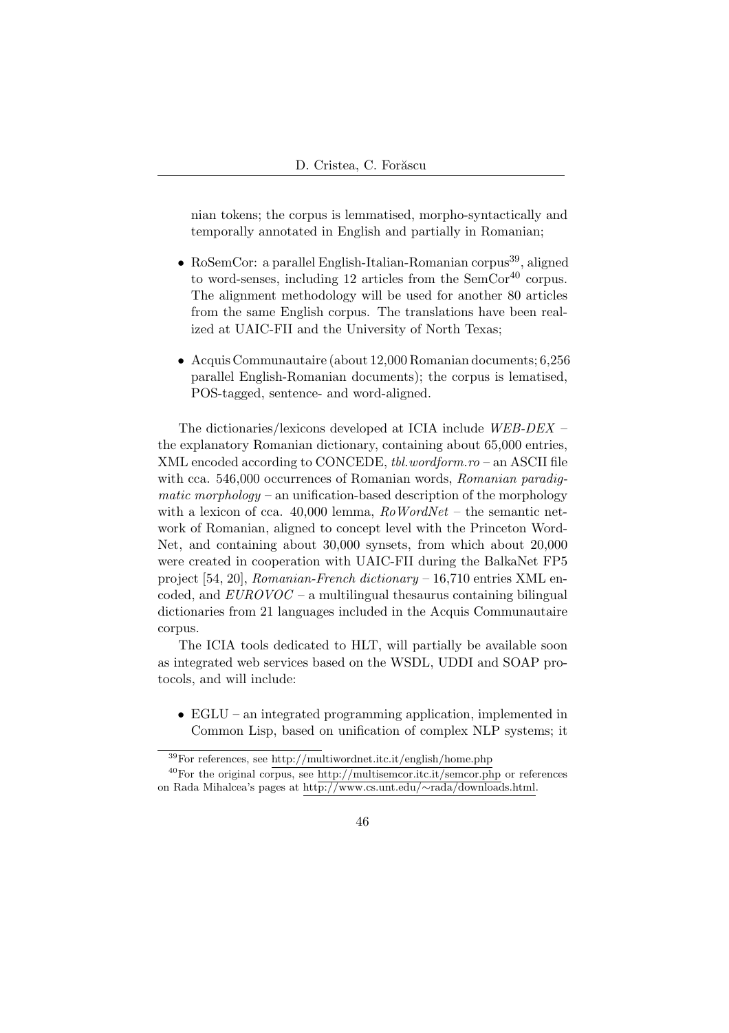nian tokens; the corpus is lemmatised, morpho-syntactically and temporally annotated in English and partially in Romanian;

- RoSemCor: a parallel English-Italian-Romanian corpus[39], aligned to word-senses, including 12 articles from the SemCor[40] corpus. The alignment methodology will be used for another 80 articles from the same English corpus. The translations have been realized at UAIC-FII and the University of North Texas;

- Acquis Communautaire (about 12,000 Romanian documents; 6,256 parallel English-Romanian documents); the corpus is lematised, POS-tagged, sentence- and word-aligned.

The dictionaries/lexicons developed at ICIA include *WEB-DEX* – the explanatory Romanian dictionary, containing about 65,000 entries, XML encoded according to CONCEDE, *tbl.wordform.ro* – an ASCII file with cca. 546,000 occurrences of Romanian words, *Romanian paradigmatic morphology* – an unification-based description of the morphology with a lexicon of cca. 40,000 lemma, *RoWordNet* – the semantic network of Romanian, aligned to concept level with the Princeton WordNet, and containing about 30,000 synsets, from which about 20,000 were created in cooperation with UAIC-FII during the BalkaNet FP5 project [54, 20], *Romanian-French dictionary* – 16,710 entries XML encoded, and *EUROVOC* – a multilingual thesaurus containing bilingual dictionaries from 21 languages included in the Acquis Communautaire corpus.

The ICIA tools dedicated to HLT, will partially be available soon as integrated web services based on the WSDL, UDDI and SOAP protocols, and will include:

- EGLU – an integrated programming application, implemented in Common Lisp, based on unification of complex NLP systems; it

---

[39] For references, see http://multiwordnet.itc.it/english/home.php

[40] For the original corpus, see http://multisemcor.itc.it/semcor.php or references on Rada Mihalcea's pages at http://www.cs.unt.edu/∼rada/downloads.html.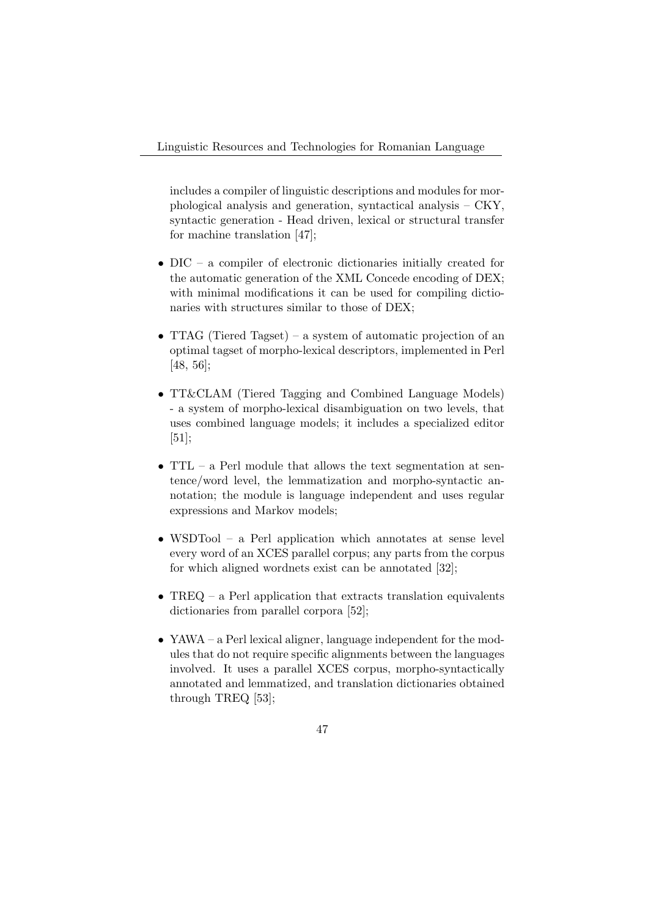includes a compiler of linguistic descriptions and modules for morphological analysis and generation, syntactical analysis – CKY, syntactic generation - Head driven, lexical or structural transfer for machine translation [47];

- DIC – a compiler of electronic dictionaries initially created for the automatic generation of the XML Concede encoding of DEX; with minimal modifications it can be used for compiling dictionaries with structures similar to those of DEX;

- TTAG (Tiered Tagset) – a system of automatic projection of an optimal tagset of morpho-lexical descriptors, implemented in Perl [48, 56];

- TT&CLAM (Tiered Tagging and Combined Language Models) - a system of morpho-lexical disambiguation on two levels, that uses combined language models; it includes a specialized editor [51];

- TTL – a Perl module that allows the text segmentation at sentence/word level, the lemmatization and morpho-syntactic annotation; the module is language independent and uses regular expressions and Markov models;

- WSDTool – a Perl application which annotates at sense level every word of an XCES parallel corpus; any parts from the corpus for which aligned wordnets exist can be annotated [32];

- TREQ – a Perl application that extracts translation equivalents dictionaries from parallel corpora [52];

- YAWA – a Perl lexical aligner, language independent for the modules that do not require specific alignments between the languages involved. It uses a parallel XCES corpus, morpho-syntactically annotated and lemmatized, and translation dictionaries obtained through TREQ [53];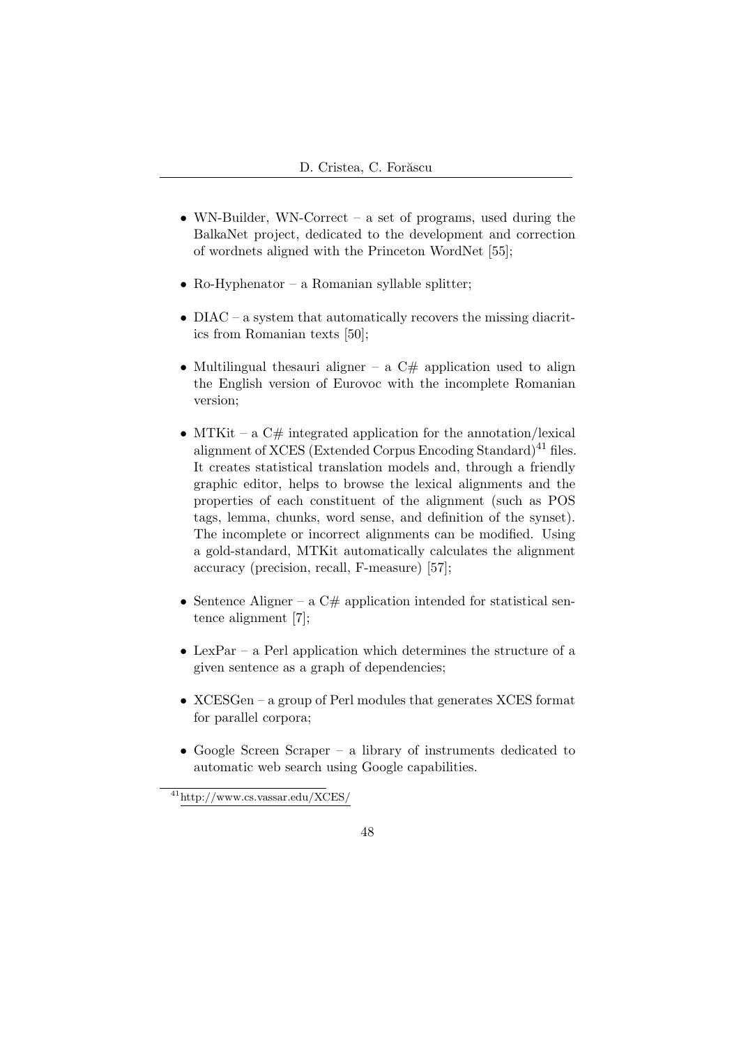- WN-Builder, WN-Correct – a set of programs, used during the BalkaNet project, dedicated to the development and correction of wordnets aligned with the Princeton WordNet [55];

- Ro-Hyphenator – a Romanian syllable splitter;

- DIAC – a system that automatically recovers the missing diacritics from Romanian texts [50];

- Multilingual thesauri aligner – a C# application used to align the English version of Eurovoc with the incomplete Romanian version;

- MTKit – a C# integrated application for the annotation/lexical alignment of XCES (Extended Corpus Encoding Standard)[41] files. It creates statistical translation models and, through a friendly graphic editor, helps to browse the lexical alignments and the properties of each constituent of the alignment (such as POS tags, lemma, chunks, word sense, and definition of the synset). The incomplete or incorrect alignments can be modified. Using a gold-standard, MTKit automatically calculates the alignment accuracy (precision, recall, F-measure) [57];

- Sentence Aligner – a C# application intended for statistical sentence alignment [7];

- LexPar – a Perl application which determines the structure of a given sentence as a graph of dependencies;

- XCESGen – a group of Perl modules that generates XCES format for parallel corpora;

- Google Screen Scraper – a library of instruments dedicated to automatic web search using Google capabilities.

[41] http://www.cs.vassar.edu/XCES/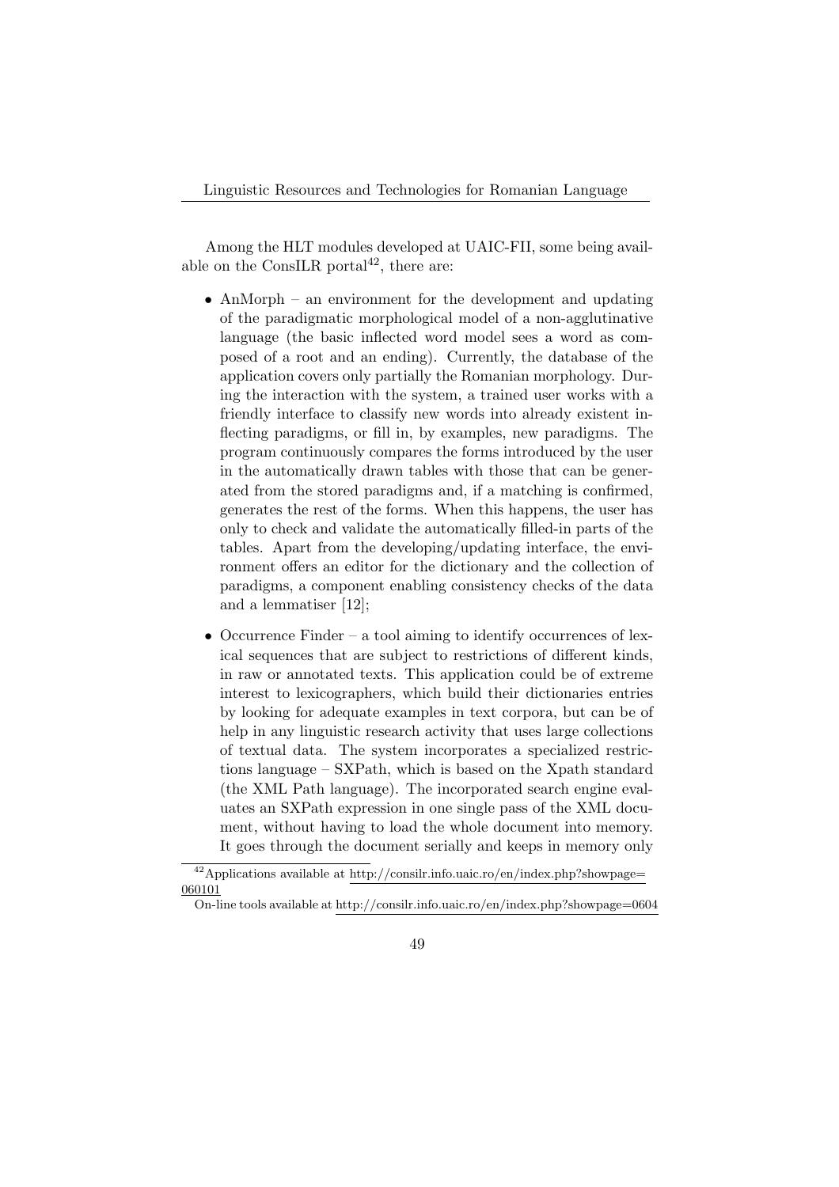Among the HLT modules developed at UAIC-FII, some being available on the ConsILR portal[42], there are:

- AnMorph – an environment for the development and updating of the paradigmatic morphological model of a non-agglutinative language (the basic inflected word model sees a word as composed of a root and an ending). Currently, the database of the application covers only partially the Romanian morphology. During the interaction with the system, a trained user works with a friendly interface to classify new words into already existent inflecting paradigms, or fill in, by examples, new paradigms. The program continuously compares the forms introduced by the user in the automatically drawn tables with those that can be generated from the stored paradigms and, if a matching is confirmed, generates the rest of the forms. When this happens, the user has only to check and validate the automatically filled-in parts of the tables. Apart from the developing/updating interface, the environment offers an editor for the dictionary and the collection of paradigms, a component enabling consistency checks of the data and a lemmatiser [12];

- Occurrence Finder – a tool aiming to identify occurrences of lexical sequences that are subject to restrictions of different kinds, in raw or annotated texts. This application could be of extreme interest to lexicographers, which build their dictionaries entries by looking for adequate examples in text corpora, but can be of help in any linguistic research activity that uses large collections of textual data. The system incorporates a specialized restrictions language – SXPath, which is based on the Xpath standard (the XML Path language). The incorporated search engine evaluates an SXPath expression in one single pass of the XML document, without having to load the whole document into memory. It goes through the document serially and keeps in memory only

[42] Applications available at http://consilr.info.uaic.ro/en/index.php?showpage=060101
On-line tools available at http://consilr.info.uaic.ro/en/index.php?showpage=0604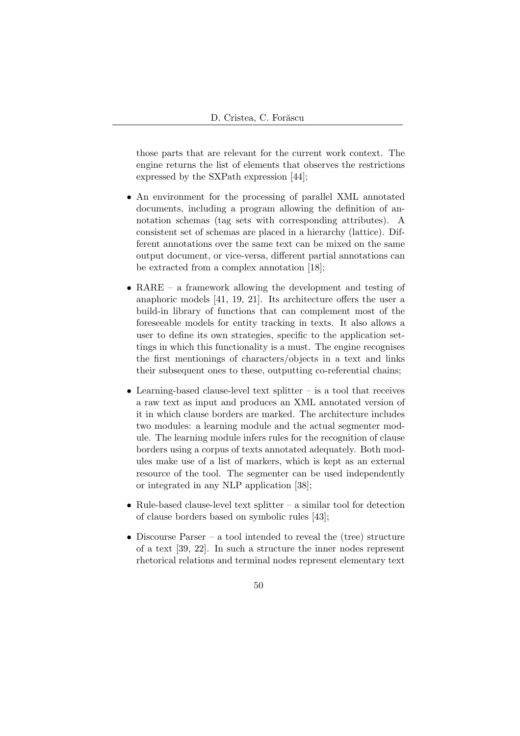those parts that are relevant for the current work context. The engine returns the list of elements that observes the restrictions expressed by the SXPath expression [44];

- An environment for the processing of parallel XML annotated documents, including a program allowing the definition of annotation schemas (tag sets with corresponding attributes). A consistent set of schemas are placed in a hierarchy (lattice). Different annotations over the same text can be mixed on the same output document, or vice-versa, different partial annotations can be extracted from a complex annotation [18];

- RARE – a framework allowing the development and testing of anaphoric models [41, 19, 21]. Its architecture offers the user a build-in library of functions that can complement most of the foreseeable models for entity tracking in texts. It also allows a user to define its own strategies, specific to the application settings in which this functionality is a must. The engine recognises the first mentionings of characters/objects in a text and links their subsequent ones to these, outputting co-referential chains;

- Learning-based clause-level text splitter – is a tool that receives a raw text as input and produces an XML annotated version of it in which clause borders are marked. The architecture includes two modules: a learning module and the actual segmenter module. The learning module infers rules for the recognition of clause borders using a corpus of texts annotated adequately. Both modules make use of a list of markers, which is kept as an external resource of the tool. The segmenter can be used independently or integrated in any NLP application [38];

- Rule-based clause-level text splitter – a similar tool for detection of clause borders based on symbolic rules [43];

- Discourse Parser – a tool intended to reveal the (tree) structure of a text [39, 22]. In such a structure the inner nodes represent rhetorical relations and terminal nodes represent elementary text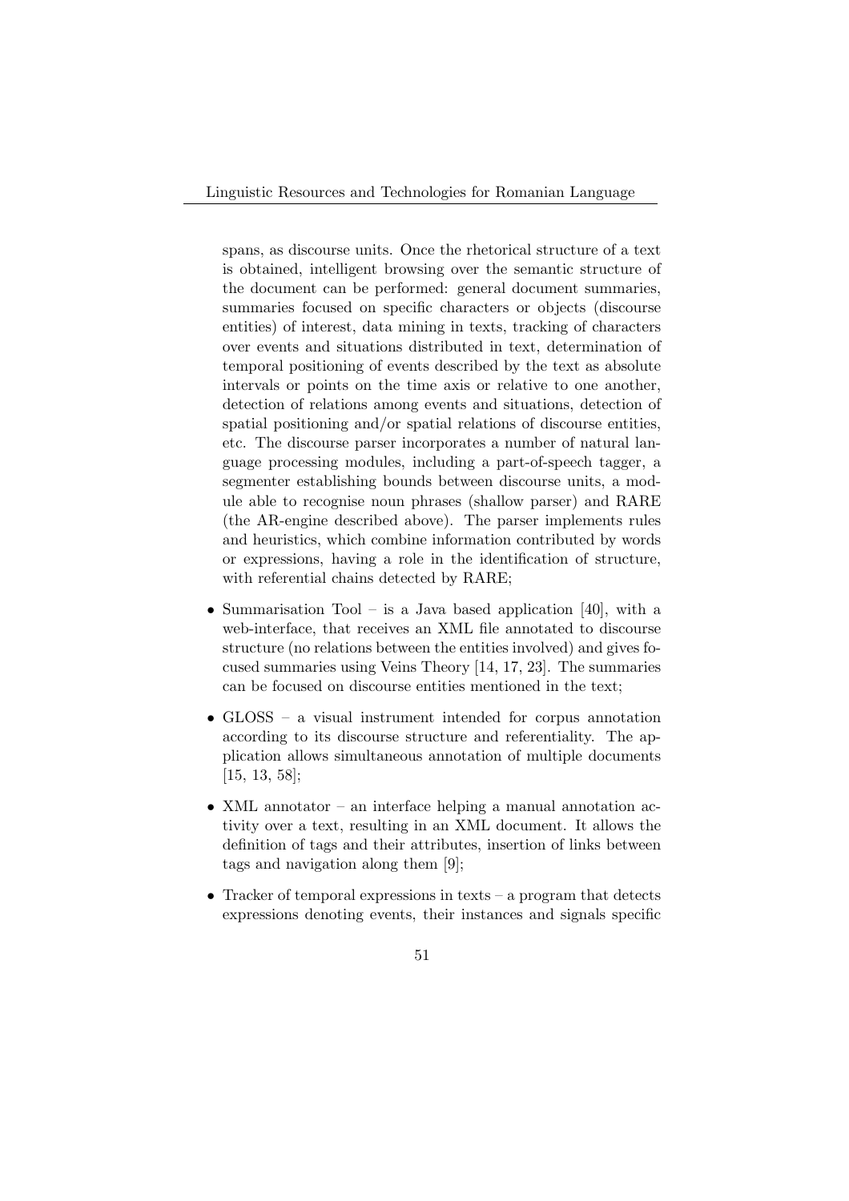spans, as discourse units. Once the rhetorical structure of a text is obtained, intelligent browsing over the semantic structure of the document can be performed: general document summaries, summaries focused on specific characters or objects (discourse entities) of interest, data mining in texts, tracking of characters over events and situations distributed in text, determination of temporal positioning of events described by the text as absolute intervals or points on the time axis or relative to one another, detection of relations among events and situations, detection of spatial positioning and/or spatial relations of discourse entities, etc. The discourse parser incorporates a number of natural language processing modules, including a part-of-speech tagger, a segmenter establishing bounds between discourse units, a module able to recognise noun phrases (shallow parser) and RARE (the AR-engine described above). The parser implements rules and heuristics, which combine information contributed by words or expressions, having a role in the identification of structure, with referential chains detected by RARE;

- Summarisation Tool – is a Java based application [40], with a web-interface, that receives an XML file annotated to discourse structure (no relations between the entities involved) and gives focused summaries using Veins Theory [14, 17, 23]. The summaries can be focused on discourse entities mentioned in the text;
- GLOSS – a visual instrument intended for corpus annotation according to its discourse structure and referentiality. The application allows simultaneous annotation of multiple documents [15, 13, 58];
- XML annotator – an interface helping a manual annotation activity over a text, resulting in an XML document. It allows the definition of tags and their attributes, insertion of links between tags and navigation along them [9];
- Tracker of temporal expressions in texts – a program that detects expressions denoting events, their instances and signals specific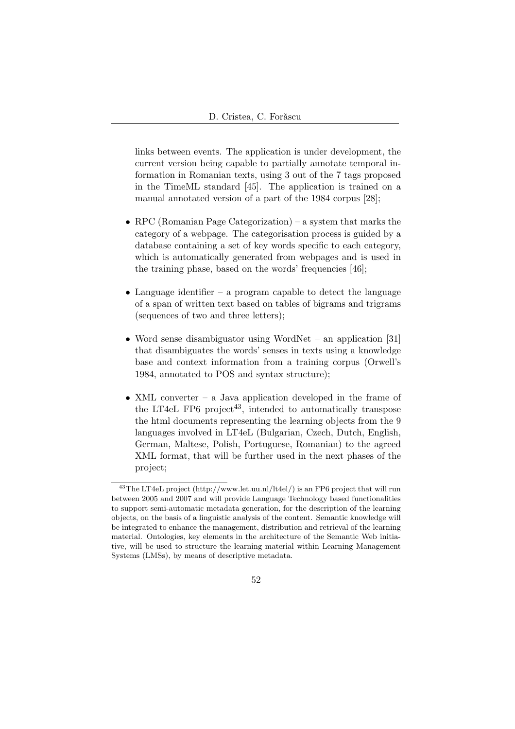links between events. The application is under development, the current version being capable to partially annotate temporal information in Romanian texts, using 3 out of the 7 tags proposed in the TimeML standard [45]. The application is trained on a manual annotated version of a part of the 1984 corpus [28];

- RPC (Romanian Page Categorization) – a system that marks the category of a webpage. The categorisation process is guided by a database containing a set of key words specific to each category, which is automatically generated from webpages and is used in the training phase, based on the words' frequencies [46];

- Language identifier – a program capable to detect the language of a span of written text based on tables of bigrams and trigrams (sequences of two and three letters);

- Word sense disambiguator using WordNet – an application [31] that disambiguates the words' senses in texts using a knowledge base and context information from a training corpus (Orwell's 1984, annotated to POS and syntax structure);

- XML converter – a Java application developed in the frame of the LT4eL FP6 project[43], intended to automatically transpose the html documents representing the learning objects from the 9 languages involved in LT4eL (Bulgarian, Czech, Dutch, English, German, Maltese, Polish, Portuguese, Romanian) to the agreed XML format, that will be further used in the next phases of the project;

---

[43] The LT4eL project (http://www.let.uu.nl/lt4el/) is an FP6 project that will run between 2005 and 2007 and will provide Language Technology based functionalities to support semi-automatic metadata generation, for the description of the learning objects, on the basis of a linguistic analysis of the content. Semantic knowledge will be integrated to enhance the management, distribution and retrieval of the learning material. Ontologies, key elements in the architecture of the Semantic Web initiative, will be used to structure the learning material within Learning Management Systems (LMSs), by means of descriptive metadata.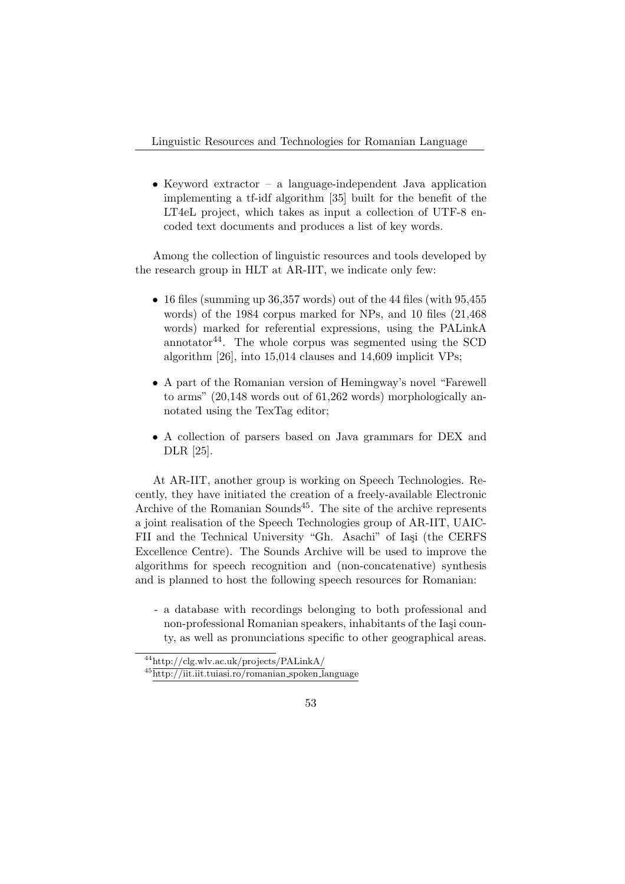- Keyword extractor – a language-independent Java application implementing a tf-idf algorithm [35] built for the benefit of the LT4eL project, which takes as input a collection of UTF-8 encoded text documents and produces a list of key words.

Among the collection of linguistic resources and tools developed by the research group in HLT at AR-IIT, we indicate only few:

- 16 files (summing up 36,357 words) out of the 44 files (with 95,455 words) of the 1984 corpus marked for NPs, and 10 files (21,468 words) marked for referential expressions, using the PALinkA annotator[44]. The whole corpus was segmented using the SCD algorithm [26], into 15,014 clauses and 14,609 implicit VPs;
- A part of the Romanian version of Hemingway's novel "Farewell to arms" (20,148 words out of 61,262 words) morphologically annotated using the TexTag editor;
- A collection of parsers based on Java grammars for DEX and DLR [25].

At AR-IIT, another group is working on Speech Technologies. Recently, they have initiated the creation of a freely-available Electronic Archive of the Romanian Sounds[45]. The site of the archive represents a joint realisation of the Speech Technologies group of AR-IIT, UAIC-FII and the Technical University "Gh. Asachi" of Iaşi (the CERFS Excellence Centre). The Sounds Archive will be used to improve the algorithms for speech recognition and (non-concatenative) synthesis and is planned to host the following speech resources for Romanian:

- a database with recordings belonging to both professional and non-professional Romanian speakers, inhabitants of the Iaşi county, as well as pronunciations specific to other geographical areas.

[44] http://clg.wlv.ac.uk/projects/PALinkA/

[45] http://iit.iit.tuiasi.ro/romanian_spoken_language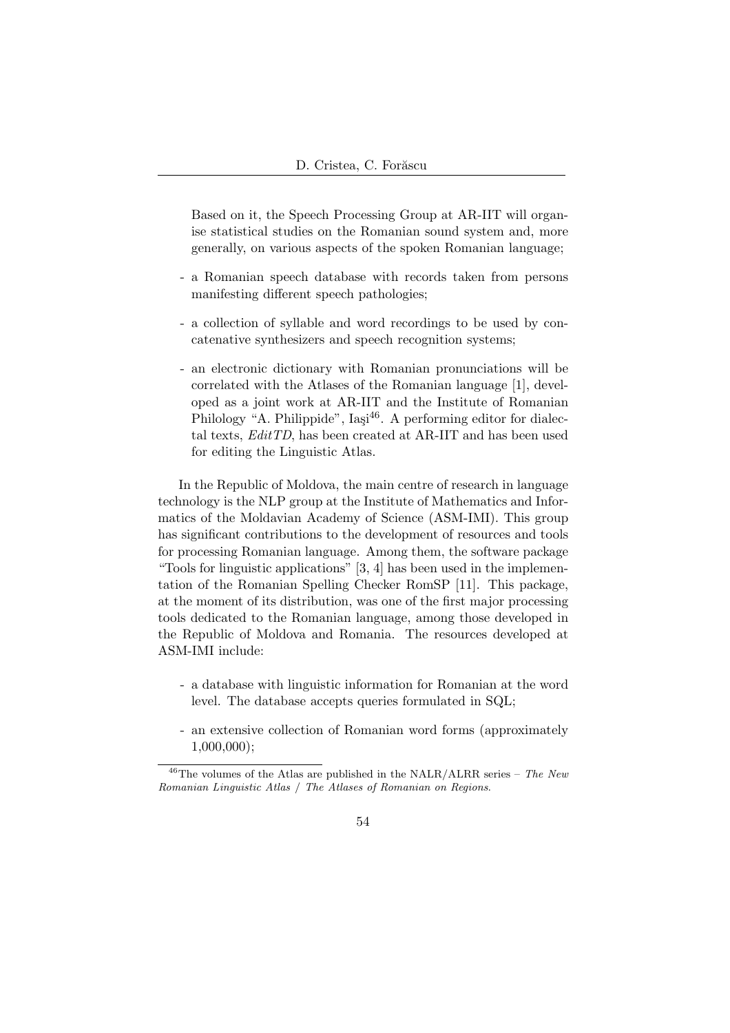Based on it, the Speech Processing Group at AR-IIT will organise statistical studies on the Romanian sound system and, more generally, on various aspects of the spoken Romanian language;

- a Romanian speech database with records taken from persons manifesting different speech pathologies;

- a collection of syllable and word recordings to be used by concatenative synthesizers and speech recognition systems;

- an electronic dictionary with Romanian pronunciations will be correlated with the Atlases of the Romanian language [1], developed as a joint work at AR-IIT and the Institute of Romanian Philology "A. Philippide", Iaşi[46]. A performing editor for dialectal texts, *EditTD*, has been created at AR-IIT and has been used for editing the Linguistic Atlas.

In the Republic of Moldova, the main centre of research in language technology is the NLP group at the Institute of Mathematics and Informatics of the Moldavian Academy of Science (ASM-IMI). This group has significant contributions to the development of resources and tools for processing Romanian language. Among them, the software package "Tools for linguistic applications" [3, 4] has been used in the implementation of the Romanian Spelling Checker RomSP [11]. This package, at the moment of its distribution, was one of the first major processing tools dedicated to the Romanian language, among those developed in the Republic of Moldova and Romania. The resources developed at ASM-IMI include:

- a database with linguistic information for Romanian at the word level. The database accepts queries formulated in SQL;

- an extensive collection of Romanian word forms (approximately 1,000,000);

[46]The volumes of the Atlas are published in the NALR/ALRR series – *The New Romanian Linguistic Atlas / The Atlases of Romanian on Regions.*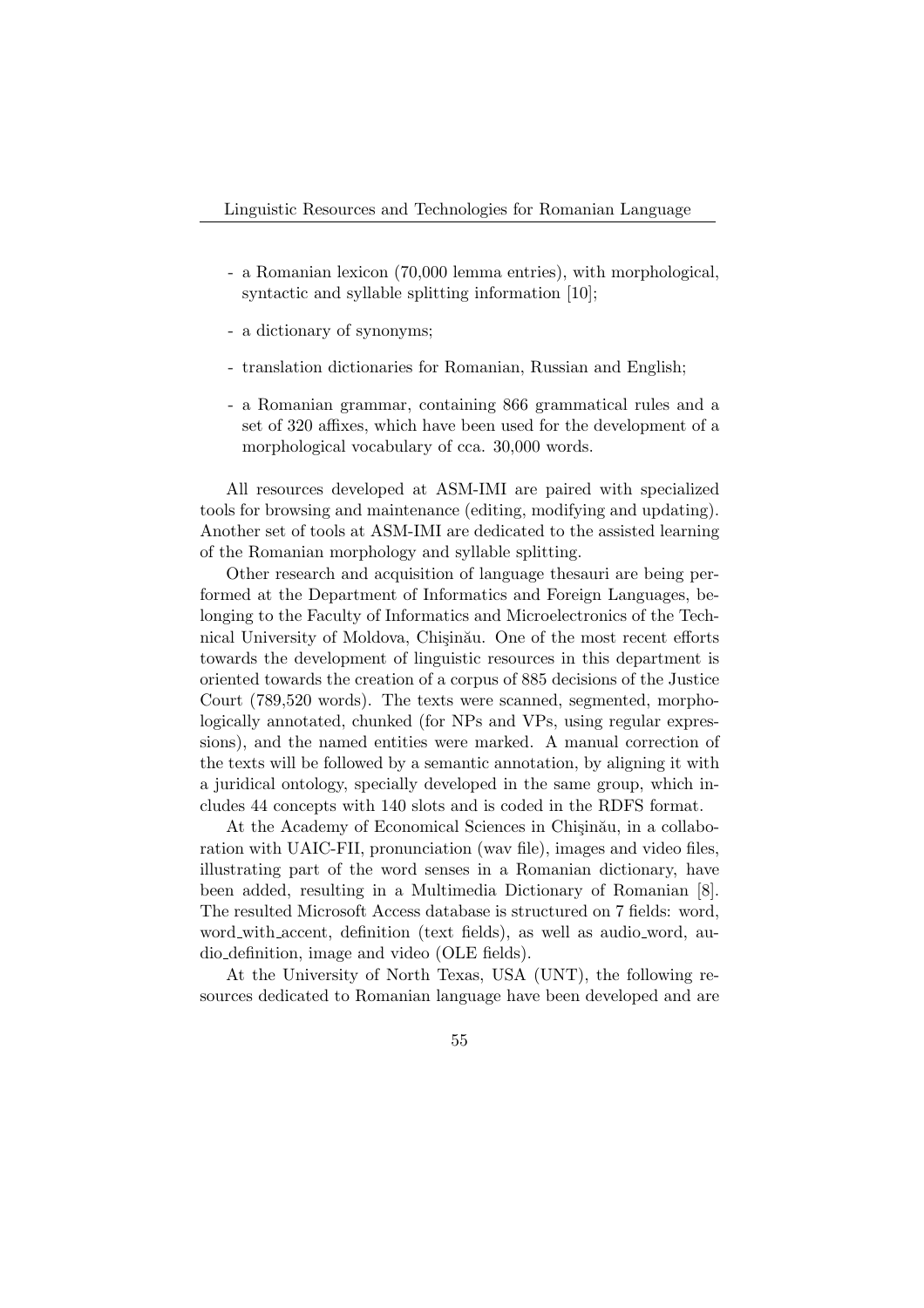- a Romanian lexicon (70,000 lemma entries), with morphological, syntactic and syllable splitting information [10];

- a dictionary of synonyms;

- translation dictionaries for Romanian, Russian and English;

- a Romanian grammar, containing 866 grammatical rules and a set of 320 affixes, which have been used for the development of a morphological vocabulary of cca. 30,000 words.

All resources developed at ASM-IMI are paired with specialized tools for browsing and maintenance (editing, modifying and updating). Another set of tools at ASM-IMI are dedicated to the assisted learning of the Romanian morphology and syllable splitting.

Other research and acquisition of language thesauri are being performed at the Department of Informatics and Foreign Languages, belonging to the Faculty of Informatics and Microelectronics of the Technical University of Moldova, Chişinău. One of the most recent efforts towards the development of linguistic resources in this department is oriented towards the creation of a corpus of 885 decisions of the Justice Court (789,520 words). The texts were scanned, segmented, morphologically annotated, chunked (for NPs and VPs, using regular expressions), and the named entities were marked. A manual correction of the texts will be followed by a semantic annotation, by aligning it with a juridical ontology, specially developed in the same group, which includes 44 concepts with 140 slots and is coded in the RDFS format.

At the Academy of Economical Sciences in Chişinău, in a collaboration with UAIC-FII, pronunciation (wav file), images and video files, illustrating part of the word senses in a Romanian dictionary, have been added, resulting in a Multimedia Dictionary of Romanian [8]. The resulted Microsoft Access database is structured on 7 fields: word, word_with_accent, definition (text fields), as well as audio_word, audio_definition, image and video (OLE fields).

At the University of North Texas, USA (UNT), the following resources dedicated to Romanian language have been developed and are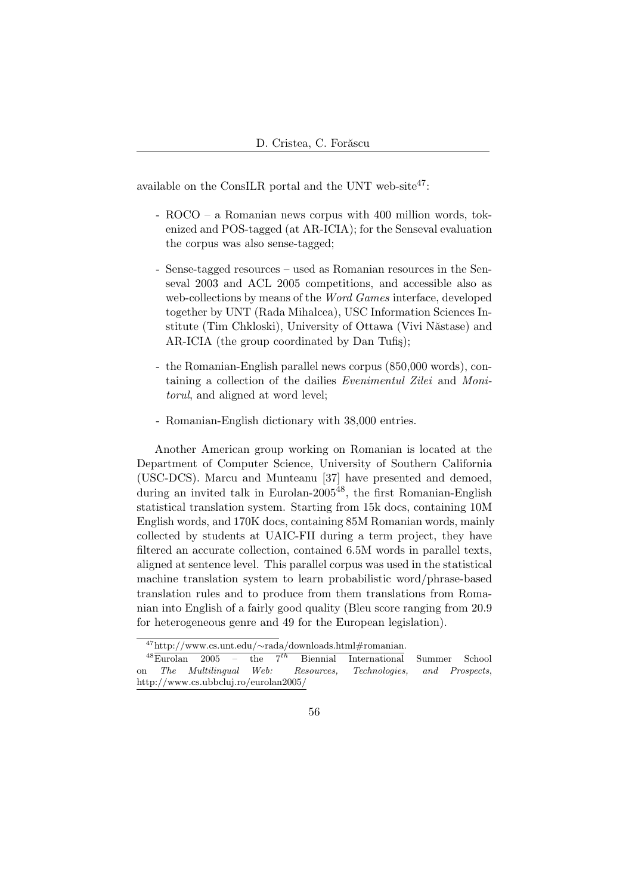available on the ConsILR portal and the UNT web-site[47]:

- ROCO – a Romanian news corpus with 400 million words, tokenized and POS-tagged (at AR-ICIA); for the Senseval evaluation the corpus was also sense-tagged;

- Sense-tagged resources – used as Romanian resources in the Senseval 2003 and ACL 2005 competitions, and accessible also as web-collections by means of the *Word Games* interface, developed together by UNT (Rada Mihalcea), USC Information Sciences Institute (Tim Chkloski), University of Ottawa (Vivi Năstase) and AR-ICIA (the group coordinated by Dan Tufiş);

- the Romanian-English parallel news corpus (850,000 words), containing a collection of the dailies *Evenimentul Zilei* and *Monitorul*, and aligned at word level;

- Romanian-English dictionary with 38,000 entries.

Another American group working on Romanian is located at the Department of Computer Science, University of Southern California (USC-DCS). Marcu and Munteanu [37] have presented and demoed, during an invited talk in Eurolan-2005[48], the first Romanian-English statistical translation system. Starting from 15k docs, containing 10M English words, and 170K docs, containing 85M Romanian words, mainly collected by students at UAIC-FII during a term project, they have filtered an accurate collection, contained 6.5M words in parallel texts, aligned at sentence level. This parallel corpus was used in the statistical machine translation system to learn probabilistic word/phrase-based translation rules and to produce from them translations from Romanian into English of a fairly good quality (Bleu score ranging from 20.9 for heterogeneous genre and 49 for the European legislation).

---

[47] http://www.cs.unt.edu/∼rada/downloads.html#romanian.

[48] Eurolan 2005 – the $7^{th}$ Biennial International Summer School on *The Multilingual Web: Resources, Technologies, and Prospects*, http://www.cs.ubbcluj.ro/eurolan2005/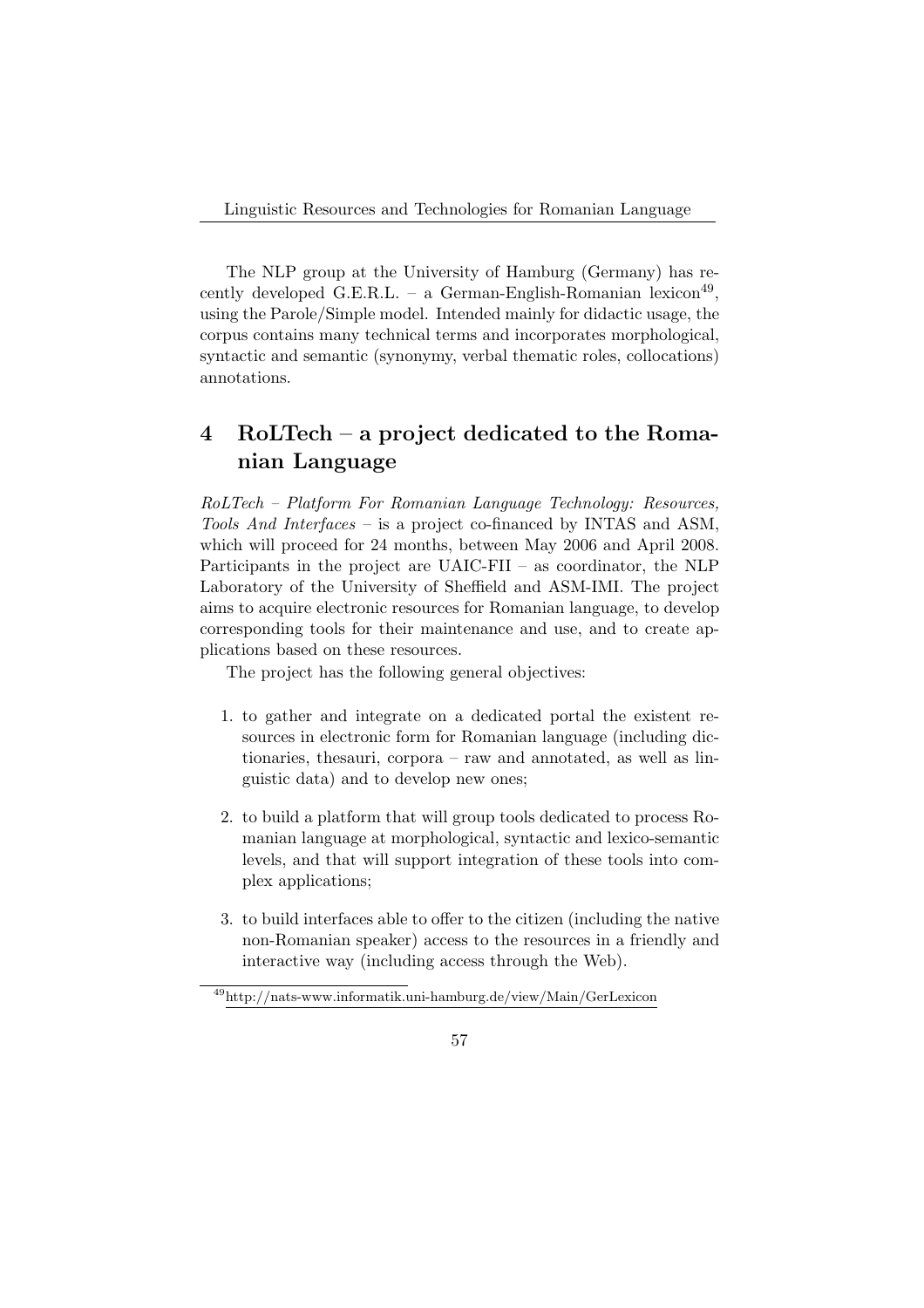The NLP group at the University of Hamburg (Germany) has recently developed G.E.R.L. – a German-English-Romanian lexicon[49], using the Parole/Simple model. Intended mainly for didactic usage, the corpus contains many technical terms and incorporates morphological, syntactic and semantic (synonymy, verbal thematic roles, collocations) annotations.

## 4 RoLTech – a project dedicated to the Romanian Language

*RoLTech – Platform For Romanian Language Technology: Resources, Tools And Interfaces* – is a project co-financed by INTAS and ASM, which will proceed for 24 months, between May 2006 and April 2008. Participants in the project are UAIC-FII – as coordinator, the NLP Laboratory of the University of Sheffield and ASM-IMI. The project aims to acquire electronic resources for Romanian language, to develop corresponding tools for their maintenance and use, and to create applications based on these resources.

The project has the following general objectives:

1. to gather and integrate on a dedicated portal the existent resources in electronic form for Romanian language (including dictionaries, thesauri, corpora – raw and annotated, as well as linguistic data) and to develop new ones;

2. to build a platform that will group tools dedicated to process Romanian language at morphological, syntactic and lexico-semantic levels, and that will support integration of these tools into complex applications;

3. to build interfaces able to offer to the citizen (including the native non-Romanian speaker) access to the resources in a friendly and interactive way (including access through the Web).

[49] http://nats-www.informatik.uni-hamburg.de/view/Main/GerLexicon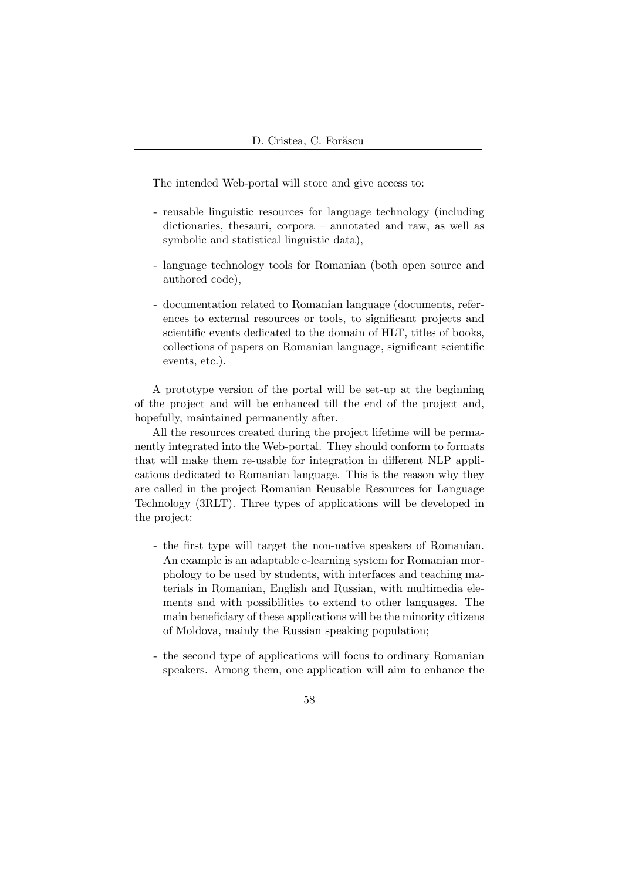The intended Web-portal will store and give access to:

- reusable linguistic resources for language technology (including dictionaries, thesauri, corpora – annotated and raw, as well as symbolic and statistical linguistic data),

- language technology tools for Romanian (both open source and authored code),

- documentation related to Romanian language (documents, references to external resources or tools, to significant projects and scientific events dedicated to the domain of HLT, titles of books, collections of papers on Romanian language, significant scientific events, etc.).

A prototype version of the portal will be set-up at the beginning of the project and will be enhanced till the end of the project and, hopefully, maintained permanently after.

All the resources created during the project lifetime will be permanently integrated into the Web-portal. They should conform to formats that will make them re-usable for integration in different NLP applications dedicated to Romanian language. This is the reason why they are called in the project Romanian Reusable Resources for Language Technology (3RLT). Three types of applications will be developed in the project:

- the first type will target the non-native speakers of Romanian. An example is an adaptable e-learning system for Romanian morphology to be used by students, with interfaces and teaching materials in Romanian, English and Russian, with multimedia elements and with possibilities to extend to other languages. The main beneficiary of these applications will be the minority citizens of Moldova, mainly the Russian speaking population;

- the second type of applications will focus to ordinary Romanian speakers. Among them, one application will aim to enhance the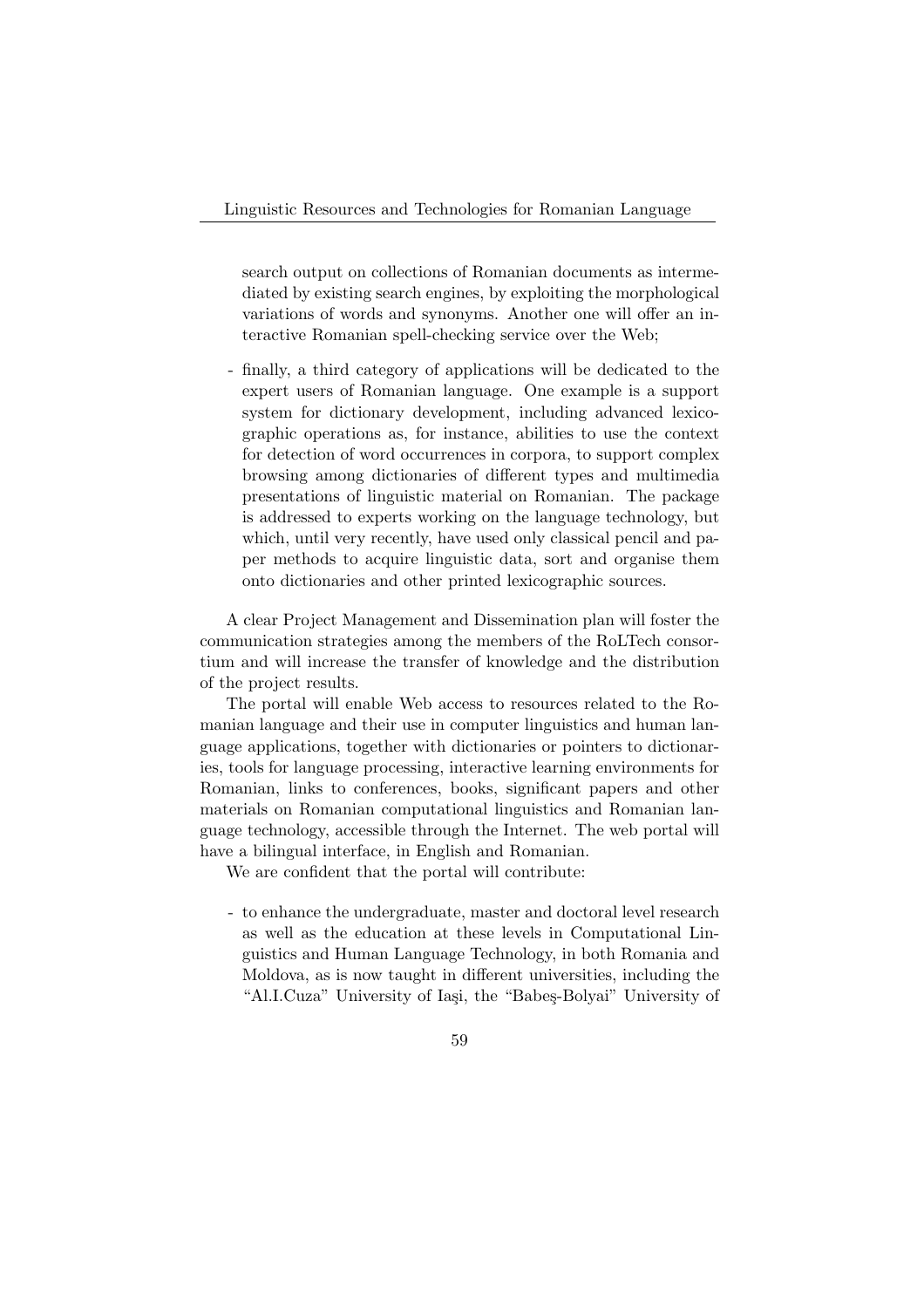search output on collections of Romanian documents as intermediated by existing search engines, by exploiting the morphological variations of words and synonyms. Another one will offer an interactive Romanian spell-checking service over the Web;

- finally, a third category of applications will be dedicated to the expert users of Romanian language. One example is a support system for dictionary development, including advanced lexicographic operations as, for instance, abilities to use the context for detection of word occurrences in corpora, to support complex browsing among dictionaries of different types and multimedia presentations of linguistic material on Romanian. The package is addressed to experts working on the language technology, but which, until very recently, have used only classical pencil and paper methods to acquire linguistic data, sort and organise them onto dictionaries and other printed lexicographic sources.

A clear Project Management and Dissemination plan will foster the communication strategies among the members of the RoLTech consortium and will increase the transfer of knowledge and the distribution of the project results.

The portal will enable Web access to resources related to the Romanian language and their use in computer linguistics and human language applications, together with dictionaries or pointers to dictionaries, tools for language processing, interactive learning environments for Romanian, links to conferences, books, significant papers and other materials on Romanian computational linguistics and Romanian language technology, accessible through the Internet. The web portal will have a bilingual interface, in English and Romanian.

We are confident that the portal will contribute:

- to enhance the undergraduate, master and doctoral level research as well as the education at these levels in Computational Linguistics and Human Language Technology, in both Romania and Moldova, as is now taught in different universities, including the "Al.I.Cuza" University of Iaşi, the "Babeş-Bolyai" University of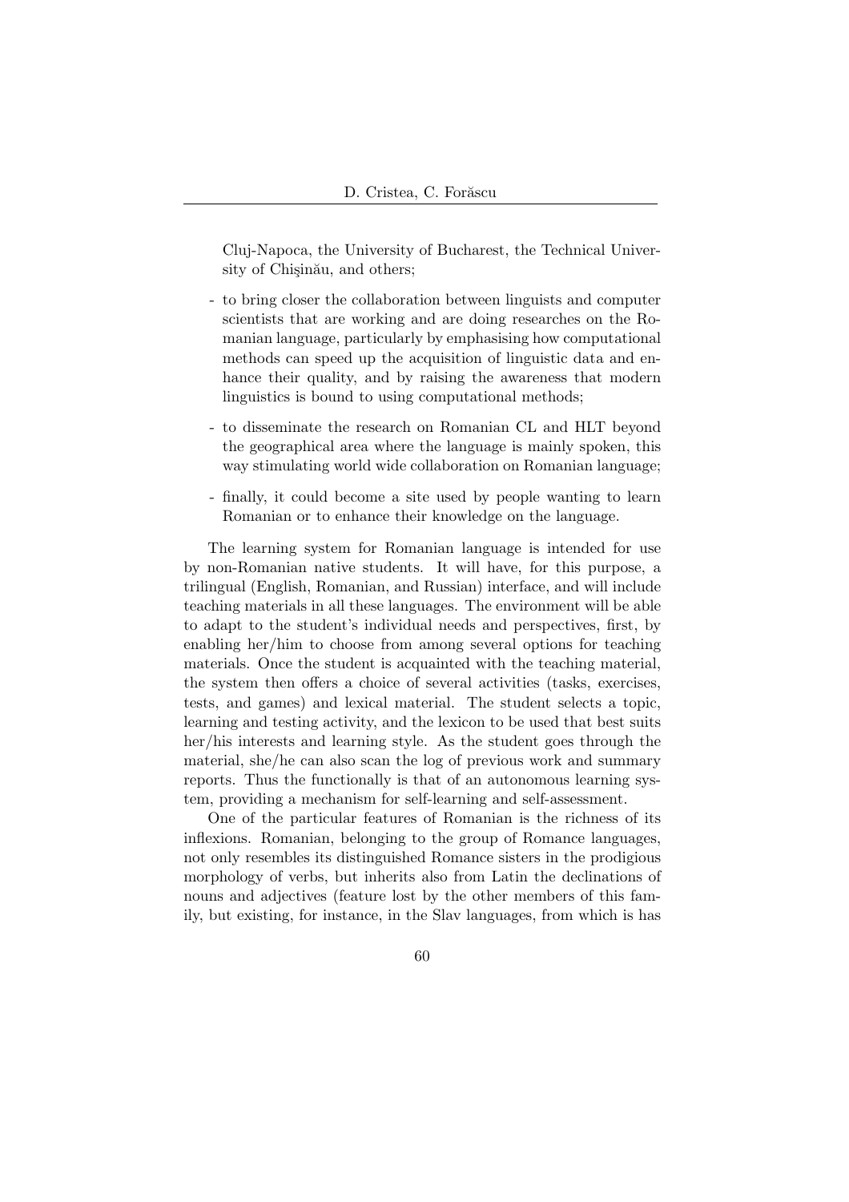Cluj-Napoca, the University of Bucharest, the Technical University of Chişinău, and others;

- to bring closer the collaboration between linguists and computer scientists that are working and are doing researches on the Romanian language, particularly by emphasising how computational methods can speed up the acquisition of linguistic data and enhance their quality, and by raising the awareness that modern linguistics is bound to using computational methods;

- to disseminate the research on Romanian CL and HLT beyond the geographical area where the language is mainly spoken, this way stimulating world wide collaboration on Romanian language;

- finally, it could become a site used by people wanting to learn Romanian or to enhance their knowledge on the language.

The learning system for Romanian language is intended for use by non-Romanian native students. It will have, for this purpose, a trilingual (English, Romanian, and Russian) interface, and will include teaching materials in all these languages. The environment will be able to adapt to the student's individual needs and perspectives, first, by enabling her/him to choose from among several options for teaching materials. Once the student is acquainted with the teaching material, the system then offers a choice of several activities (tasks, exercises, tests, and games) and lexical material. The student selects a topic, learning and testing activity, and the lexicon to be used that best suits her/his interests and learning style. As the student goes through the material, she/he can also scan the log of previous work and summary reports. Thus the functionally is that of an autonomous learning system, providing a mechanism for self-learning and self-assessment.

One of the particular features of Romanian is the richness of its inflexions. Romanian, belonging to the group of Romance languages, not only resembles its distinguished Romance sisters in the prodigious morphology of verbs, but inherits also from Latin the declinations of nouns and adjectives (feature lost by the other members of this family, but existing, for instance, in the Slav languages, from which is has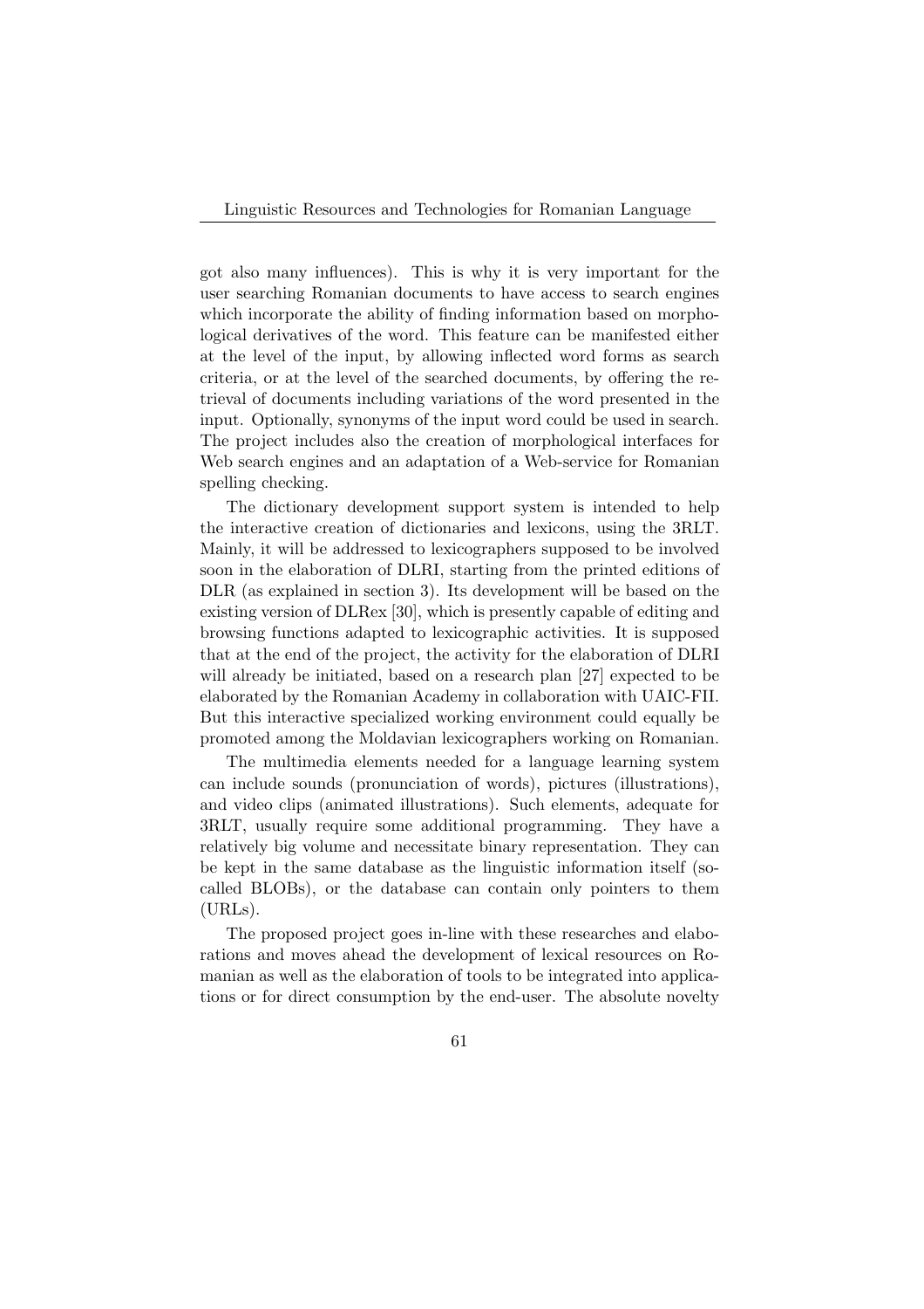got also many influences). This is why it is very important for the user searching Romanian documents to have access to search engines which incorporate the ability of finding information based on morphological derivatives of the word. This feature can be manifested either at the level of the input, by allowing inflected word forms as search criteria, or at the level of the searched documents, by offering the retrieval of documents including variations of the word presented in the input. Optionally, synonyms of the input word could be used in search. The project includes also the creation of morphological interfaces for Web search engines and an adaptation of a Web-service for Romanian spelling checking.

The dictionary development support system is intended to help the interactive creation of dictionaries and lexicons, using the 3RLT. Mainly, it will be addressed to lexicographers supposed to be involved soon in the elaboration of DLRI, starting from the printed editions of DLR (as explained in section 3). Its development will be based on the existing version of DLRex [30], which is presently capable of editing and browsing functions adapted to lexicographic activities. It is supposed that at the end of the project, the activity for the elaboration of DLRI will already be initiated, based on a research plan [27] expected to be elaborated by the Romanian Academy in collaboration with UAIC-FII. But this interactive specialized working environment could equally be promoted among the Moldavian lexicographers working on Romanian.

The multimedia elements needed for a language learning system can include sounds (pronunciation of words), pictures (illustrations), and video clips (animated illustrations). Such elements, adequate for 3RLT, usually require some additional programming. They have a relatively big volume and necessitate binary representation. They can be kept in the same database as the linguistic information itself (so-called BLOBs), or the database can contain only pointers to them (URLs).

The proposed project goes in-line with these researches and elaborations and moves ahead the development of lexical resources on Romanian as well as the elaboration of tools to be integrated into applications or for direct consumption by the end-user. The absolute novelty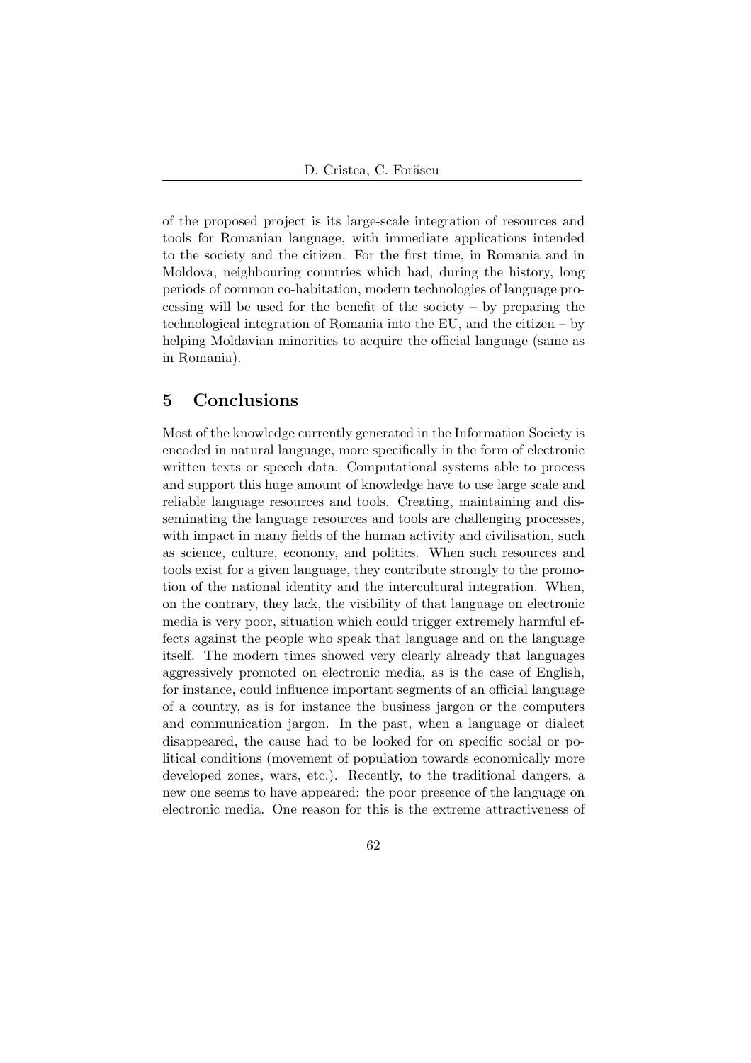of the proposed project is its large-scale integration of resources and tools for Romanian language, with immediate applications intended to the society and the citizen. For the first time, in Romania and in Moldova, neighbouring countries which had, during the history, long periods of common co-habitation, modern technologies of language processing will be used for the benefit of the society – by preparing the technological integration of Romania into the EU, and the citizen – by helping Moldavian minorities to acquire the official language (same as in Romania).

## 5 Conclusions

Most of the knowledge currently generated in the Information Society is encoded in natural language, more specifically in the form of electronic written texts or speech data. Computational systems able to process and support this huge amount of knowledge have to use large scale and reliable language resources and tools. Creating, maintaining and disseminating the language resources and tools are challenging processes, with impact in many fields of the human activity and civilisation, such as science, culture, economy, and politics. When such resources and tools exist for a given language, they contribute strongly to the promotion of the national identity and the intercultural integration. When, on the contrary, they lack, the visibility of that language on electronic media is very poor, situation which could trigger extremely harmful effects against the people who speak that language and on the language itself. The modern times showed very clearly already that languages aggressively promoted on electronic media, as is the case of English, for instance, could influence important segments of an official language of a country, as is for instance the business jargon or the computers and communication jargon. In the past, when a language or dialect disappeared, the cause had to be looked for on specific social or political conditions (movement of population towards economically more developed zones, wars, etc.). Recently, to the traditional dangers, a new one seems to have appeared: the poor presence of the language on electronic media. One reason for this is the extreme attractiveness of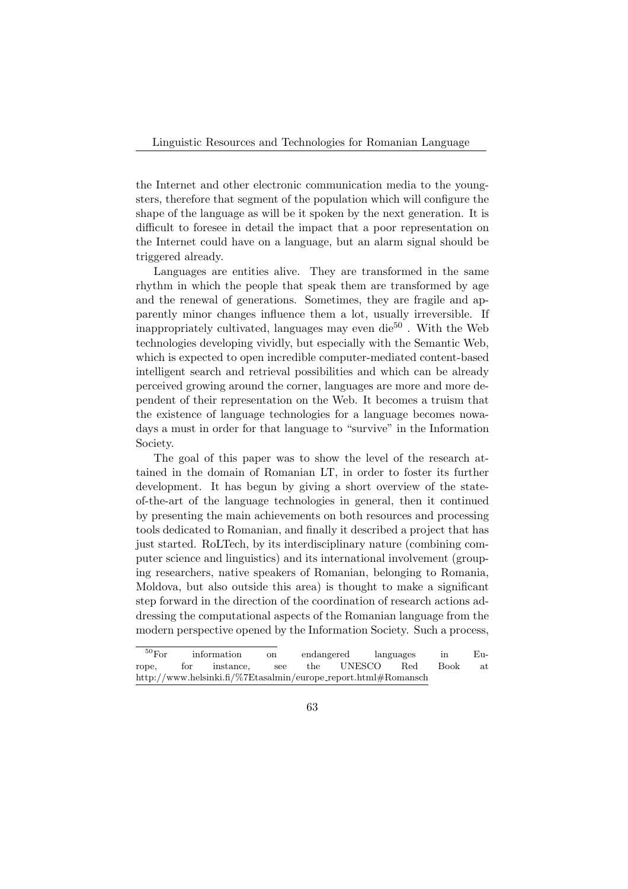the Internet and other electronic communication media to the youngsters, therefore that segment of the population which will configure the shape of the language as will be it spoken by the next generation. It is difficult to foresee in detail the impact that a poor representation on the Internet could have on a language, but an alarm signal should be triggered already.

Languages are entities alive. They are transformed in the same rhythm in which the people that speak them are transformed by age and the renewal of generations. Sometimes, they are fragile and apparently minor changes influence them a lot, usually irreversible. If inappropriately cultivated, languages may even die[50] . With the Web technologies developing vividly, but especially with the Semantic Web, which is expected to open incredible computer-mediated content-based intelligent search and retrieval possibilities and which can be already perceived growing around the corner, languages are more and more dependent of their representation on the Web. It becomes a truism that the existence of language technologies for a language becomes nowadays a must in order for that language to "survive" in the Information Society.

The goal of this paper was to show the level of the research attained in the domain of Romanian LT, in order to foster its further development. It has begun by giving a short overview of the state-of-the-art of the language technologies in general, then it continued by presenting the main achievements on both resources and processing tools dedicated to Romanian, and finally it described a project that has just started. RoLTech, by its interdisciplinary nature (combining computer science and linguistics) and its international involvement (grouping researchers, native speakers of Romanian, belonging to Romania, Moldova, but also outside this area) is thought to make a significant step forward in the direction of the coordination of research actions addressing the computational aspects of the Romanian language from the modern perspective opened by the Information Society. Such a process,

[50]For information on endangered languages in Europe, for instance, see the UNESCO Red Book at http://www.helsinki.fi/%7Etasalmin/europe_report.html#Romansch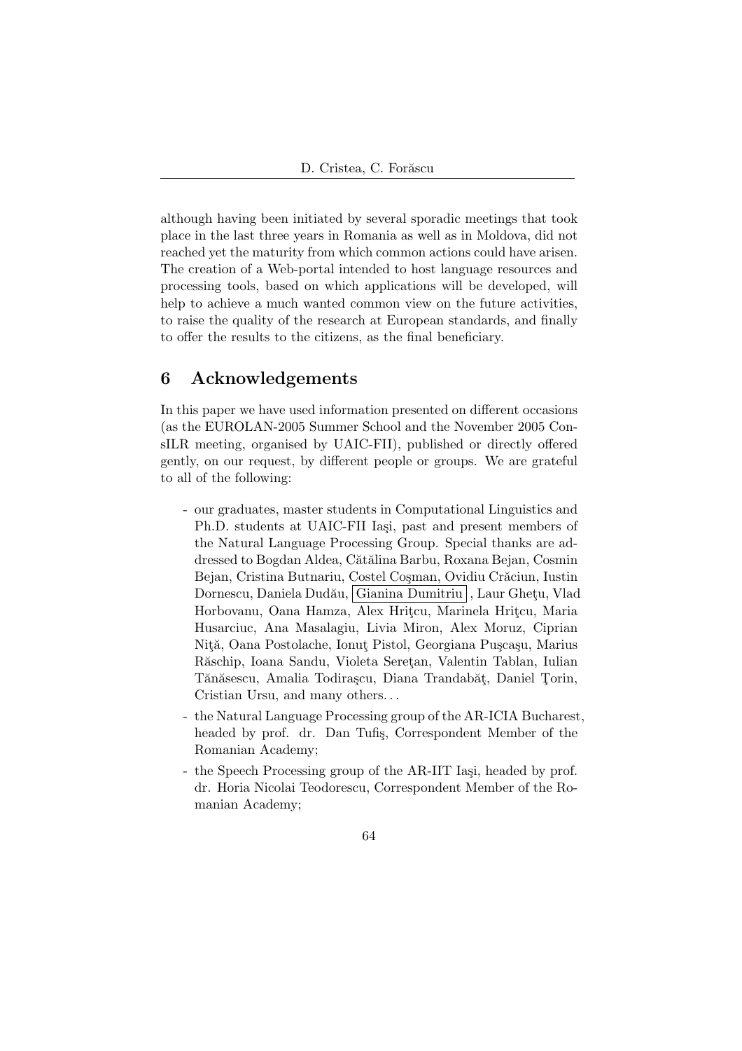although having been initiated by several sporadic meetings that took place in the last three years in Romania as well as in Moldova, did not reached yet the maturity from which common actions could have arisen. The creation of a Web-portal intended to host language resources and processing tools, based on which applications will be developed, will help to achieve a much wanted common view on the future activities, to raise the quality of the research at European standards, and finally to offer the results to the citizens, as the final beneficiary.

## 6 Acknowledgements

In this paper we have used information presented on different occasions (as the EUROLAN-2005 Summer School and the November 2005 ConsILR meeting, organised by UAIC-FII), published or directly offered gently, on our request, by different people or groups. We are grateful to all of the following:

- our graduates, master students in Computational Linguistics and Ph.D. students at UAIC-FII Iaşi, past and present members of the Natural Language Processing Group. Special thanks are addressed to Bogdan Aldea, Cătălina Barbu, Roxana Bejan, Cosmin Bejan, Cristina Butnariu, Costel Coşman, Ovidiu Crăciun, Iustin Dornescu, Daniela Dudău, Gianina Dumitriu, Laur Gheţu, Vlad Horbovanu, Oana Hamza, Alex Hriţcu, Marinela Hriţcu, Maria Husarciuc, Ana Masalagiu, Livia Miron, Alex Moruz, Ciprian Niţă, Oana Postolache, Ionuţ Pistol, Georgiana Puşcaşu, Marius Răschip, Ioana Sandu, Violeta Sereţan, Valentin Tablan, Iulian Tănăsescu, Amalia Todiraşcu, Diana Trandabăţ, Daniel Ţorin, Cristian Ursu, and many others...
- the Natural Language Processing group of the AR-ICIA Bucharest, headed by prof. dr. Dan Tufiş, Correspondent Member of the Romanian Academy;
- the Speech Processing group of the AR-IIT Iaşi, headed by prof. dr. Horia Nicolai Teodorescu, Correspondent Member of the Romanian Academy;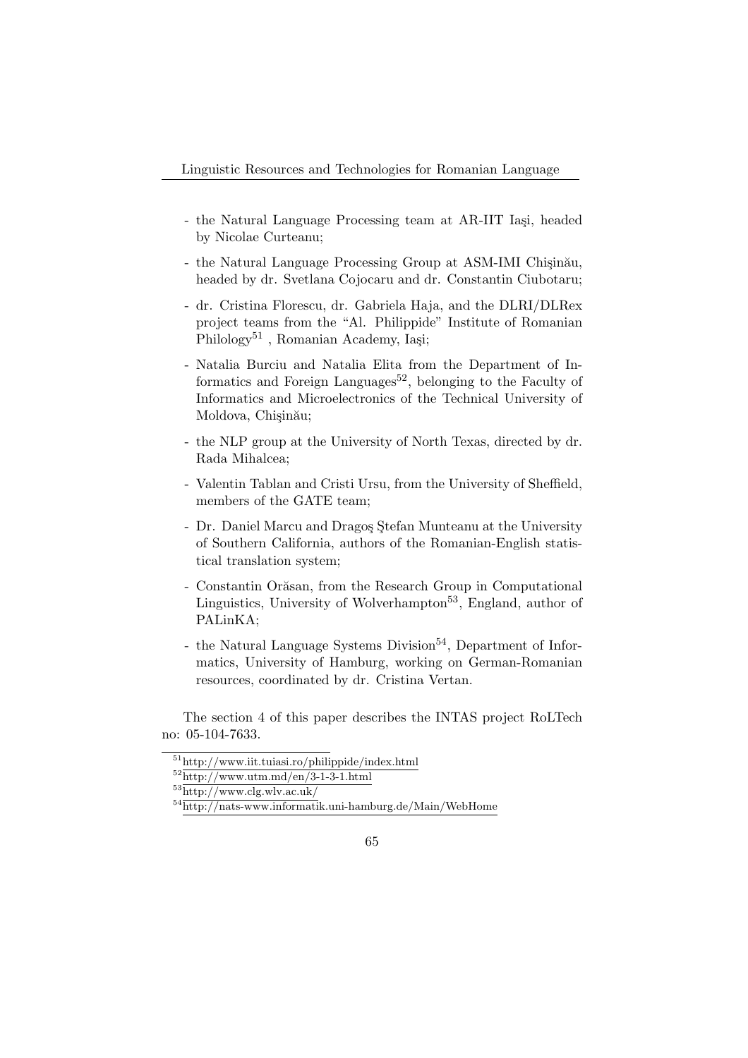- the Natural Language Processing team at AR-IIT Iaşi, headed by Nicolae Curteanu;

- the Natural Language Processing Group at ASM-IMI Chişinău, headed by dr. Svetlana Cojocaru and dr. Constantin Ciubotaru;

- dr. Cristina Florescu, dr. Gabriela Haja, and the DLRI/DLRex project teams from the "Al. Philippide" Institute of Romanian Philology[51] , Romanian Academy, Iaşi;

- Natalia Burciu and Natalia Elita from the Department of Informatics and Foreign Languages[52], belonging to the Faculty of Informatics and Microelectronics of the Technical University of Moldova, Chişinău;

- the NLP group at the University of North Texas, directed by dr. Rada Mihalcea;

- Valentin Tablan and Cristi Ursu, from the University of Sheffield, members of the GATE team;

- Dr. Daniel Marcu and Dragoş Ştefan Munteanu at the University of Southern California, authors of the Romanian-English statistical translation system;

- Constantin Orăsan, from the Research Group in Computational Linguistics, University of Wolverhampton[53], England, author of PALinKA;

- the Natural Language Systems Division[54], Department of Informatics, University of Hamburg, working on German-Romanian resources, coordinated by dr. Cristina Vertan.

The section 4 of this paper describes the INTAS project RoLTech no: 05-104-7633.

[51] http://www.iit.tuiasi.ro/philippide/index.html

[52] http://www.utm.md/en/3-1-3-1.html

[53] http://www.clg.wlv.ac.uk/

[54] http://nats-www.informatik.uni-hamburg.de/Main/WebHome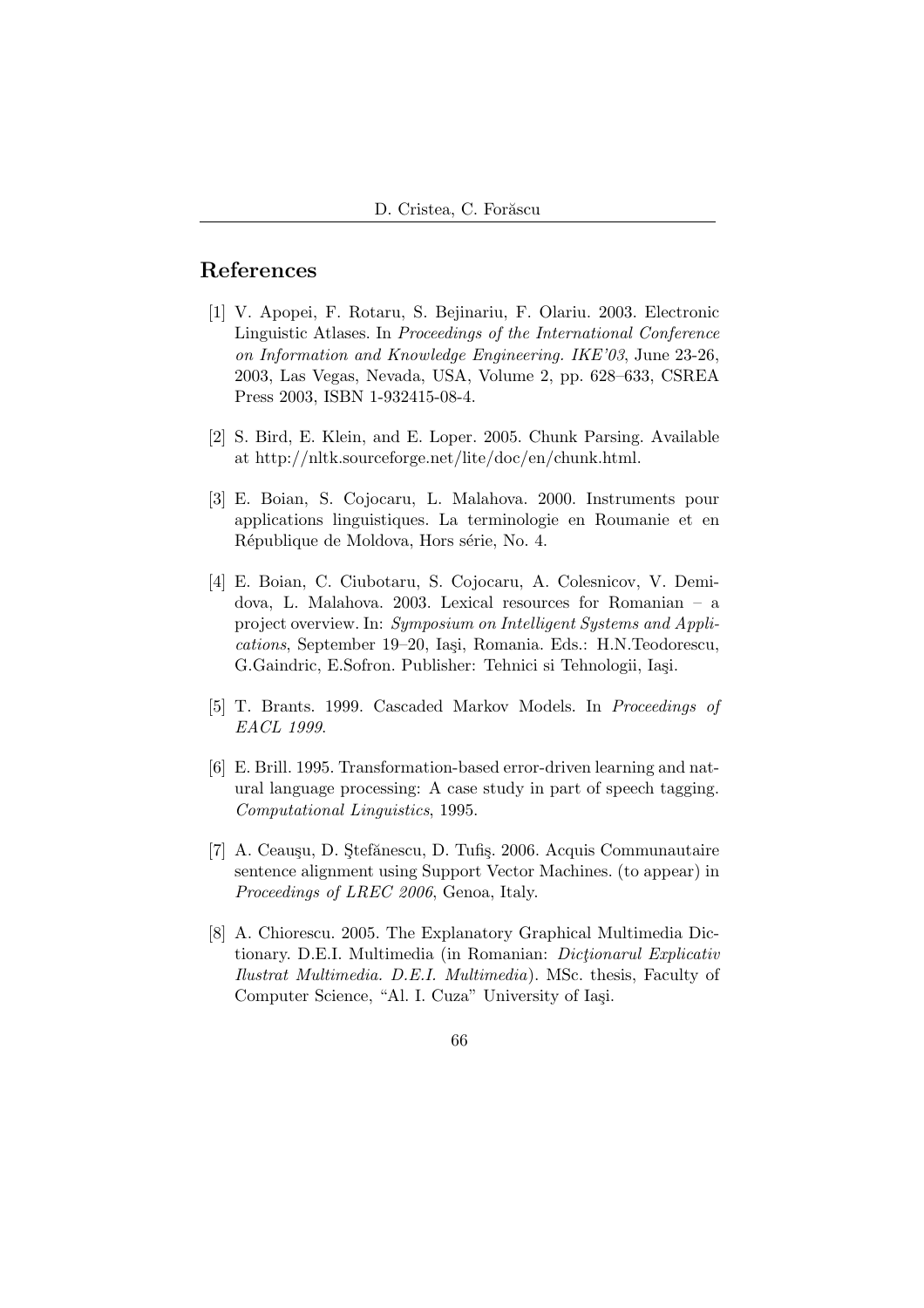## References

[1] V. Apopei, F. Rotaru, S. Bejinariu, F. Olariu. 2003. Electronic Linguistic Atlases. In *Proceedings of the International Conference on Information and Knowledge Engineering. IKE'03*, June 23-26, 2003, Las Vegas, Nevada, USA, Volume 2, pp. 628–633, CSREA Press 2003, ISBN 1-932415-08-4.

[2] S. Bird, E. Klein, and E. Loper. 2005. Chunk Parsing. Available at http://nltk.sourceforge.net/lite/doc/en/chunk.html.

[3] E. Boian, S. Cojocaru, L. Malahova. 2000. Instruments pour applications linguistiques. La terminologie en Roumanie et en République de Moldova, Hors série, No. 4.

[4] E. Boian, C. Ciubotaru, S. Cojocaru, A. Colesnicov, V. Demidova, L. Malahova. 2003. Lexical resources for Romanian – a project overview. In: *Symposium on Intelligent Systems and Applications*, September 19–20, Iaşi, Romania. Eds.: H.N.Teodorescu, G.Gaindric, E.Sofron. Publisher: Tehnici si Tehnologii, Iaşi.

[5] T. Brants. 1999. Cascaded Markov Models. In *Proceedings of EACL 1999*.

[6] E. Brill. 1995. Transformation-based error-driven learning and natural language processing: A case study in part of speech tagging. *Computational Linguistics*, 1995.

[7] A. Ceauşu, D. Ştefănescu, D. Tufiş. 2006. Acquis Communautaire sentence alignment using Support Vector Machines. (to appear) in *Proceedings of LREC 2006*, Genoa, Italy.

[8] A. Chiorescu. 2005. The Explanatory Graphical Multimedia Dictionary. D.E.I. Multimedia (in Romanian: *Dicţionarul Explicativ Ilustrat Multimedia. D.E.I. Multimedia*). MSc. thesis, Faculty of Computer Science, "Al. I. Cuza" University of Iaşi.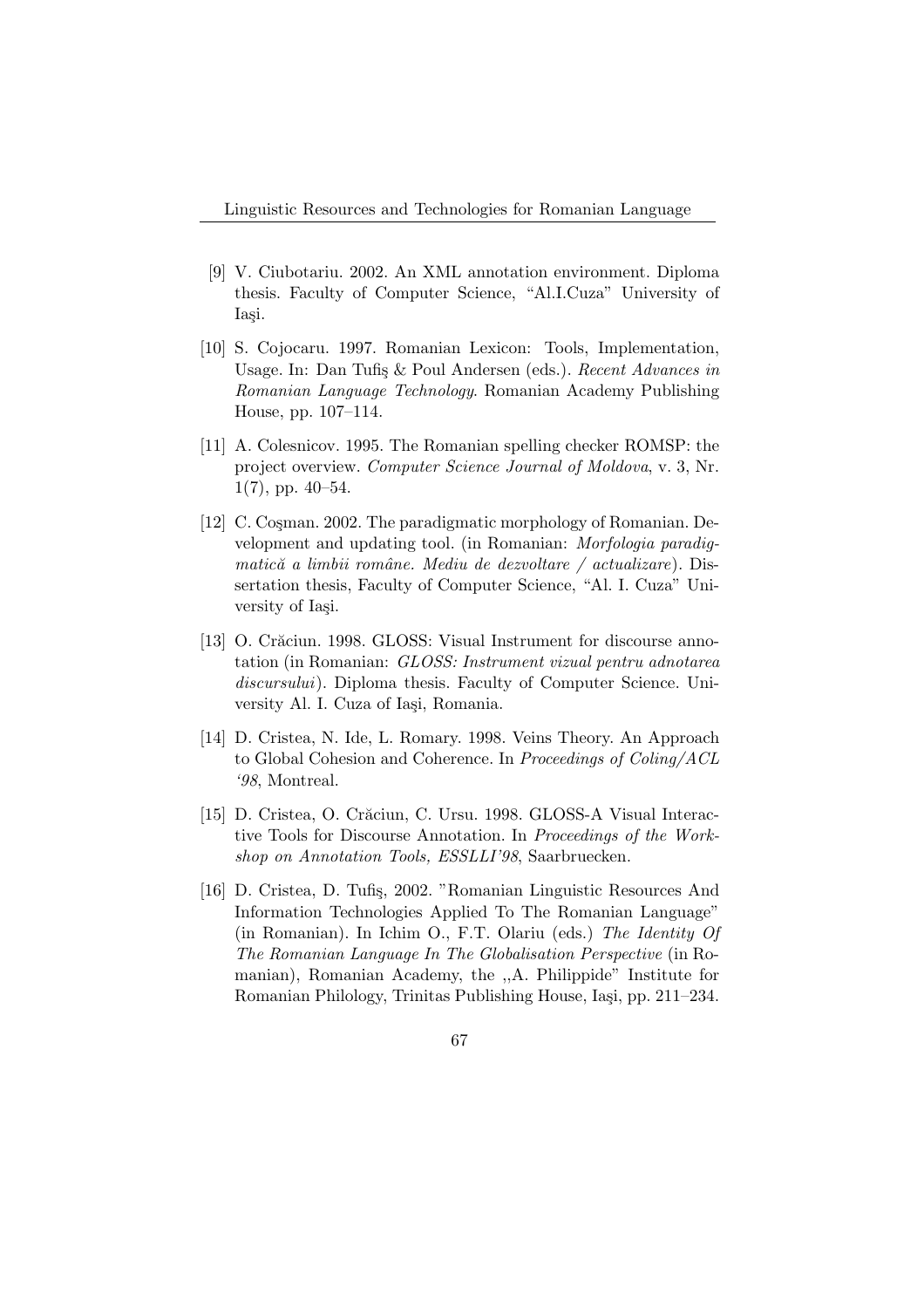[9] V. Ciubotariu. 2002. An XML annotation environment. Diploma thesis. Faculty of Computer Science, "Al.I.Cuza" University of Iaşi.

[10] S. Cojocaru. 1997. Romanian Lexicon: Tools, Implementation, Usage. In: Dan Tufiş & Poul Andersen (eds.). *Recent Advances in Romanian Language Technology*. Romanian Academy Publishing House, pp. 107–114.

[11] A. Colesnicov. 1995. The Romanian spelling checker ROMSP: the project overview. *Computer Science Journal of Moldova*, v. 3, Nr. 1(7), pp. 40–54.

[12] C. Coşman. 2002. The paradigmatic morphology of Romanian. Development and updating tool. (in Romanian: *Morfologia paradigmatică a limbii române. Mediu de dezvoltare / actualizare*). Dissertation thesis, Faculty of Computer Science, "Al. I. Cuza" University of Iaşi.

[13] O. Crăciun. 1998. GLOSS: Visual Instrument for discourse annotation (in Romanian: *GLOSS: Instrument vizual pentru adnotarea discursului*). Diploma thesis. Faculty of Computer Science. University Al. I. Cuza of Iaşi, Romania.

[14] D. Cristea, N. Ide, L. Romary. 1998. Veins Theory. An Approach to Global Cohesion and Coherence. In *Proceedings of Coling/ACL '98*, Montreal.

[15] D. Cristea, O. Crăciun, C. Ursu. 1998. GLOSS-A Visual Interactive Tools for Discourse Annotation. In *Proceedings of the Workshop on Annotation Tools, ESSLLI'98*, Saarbruecken.

[16] D. Cristea, D. Tufiş, 2002. "Romanian Linguistic Resources And Information Technologies Applied To The Romanian Language" (in Romanian). In Ichim O., F.T. Olariu (eds.) *The Identity Of The Romanian Language In The Globalisation Perspective* (in Romanian), Romanian Academy, the ,,A. Philippide" Institute for Romanian Philology, Trinitas Publishing House, Iaşi, pp. 211–234.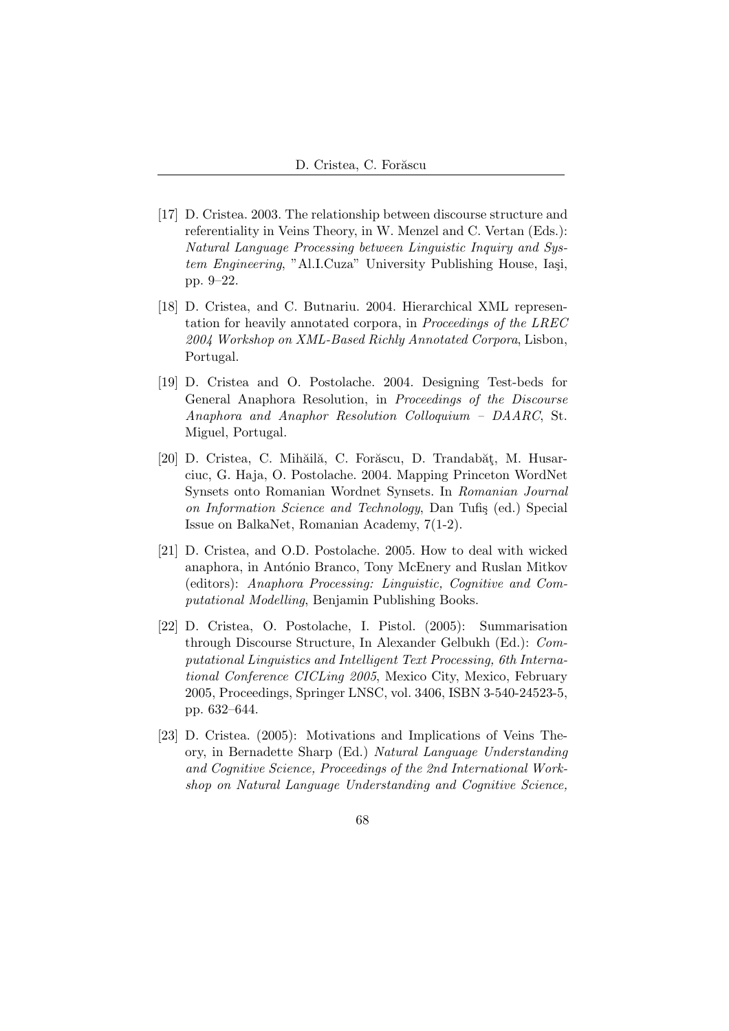[17] D. Cristea. 2003. The relationship between discourse structure and referentiality in Veins Theory, in W. Menzel and C. Vertan (Eds.): *Natural Language Processing between Linguistic Inquiry and System Engineering*, "Al.I.Cuza" University Publishing House, Iaşi, pp. 9–22.

[18] D. Cristea, and C. Butnariu. 2004. Hierarchical XML representation for heavily annotated corpora, in *Proceedings of the LREC 2004 Workshop on XML-Based Richly Annotated Corpora*, Lisbon, Portugal.

[19] D. Cristea and O. Postolache. 2004. Designing Test-beds for General Anaphora Resolution, in *Proceedings of the Discourse Anaphora and Anaphor Resolution Colloquium – DAARC*, St. Miguel, Portugal.

[20] D. Cristea, C. Mihăilă, C. Forăscu, D. Trandabăţ, M. Husarciuc, G. Haja, O. Postolache. 2004. Mapping Princeton WordNet Synsets onto Romanian Wordnet Synsets. In *Romanian Journal on Information Science and Technology*, Dan Tufiş (ed.) Special Issue on BalkaNet, Romanian Academy, 7(1-2).

[21] D. Cristea, and O.D. Postolache. 2005. How to deal with wicked anaphora, in António Branco, Tony McEnery and Ruslan Mitkov (editors): *Anaphora Processing: Linguistic, Cognitive and Computational Modelling*, Benjamin Publishing Books.

[22] D. Cristea, O. Postolache, I. Pistol. (2005): Summarisation through Discourse Structure, In Alexander Gelbukh (Ed.): *Computational Linguistics and Intelligent Text Processing, 6th International Conference CICLing 2005*, Mexico City, Mexico, February 2005, Proceedings, Springer LNSC, vol. 3406, ISBN 3-540-24523-5, pp. 632–644.

[23] D. Cristea. (2005): Motivations and Implications of Veins Theory, in Bernadette Sharp (Ed.) *Natural Language Understanding and Cognitive Science, Proceedings of the 2nd International Workshop on Natural Language Understanding and Cognitive Science,*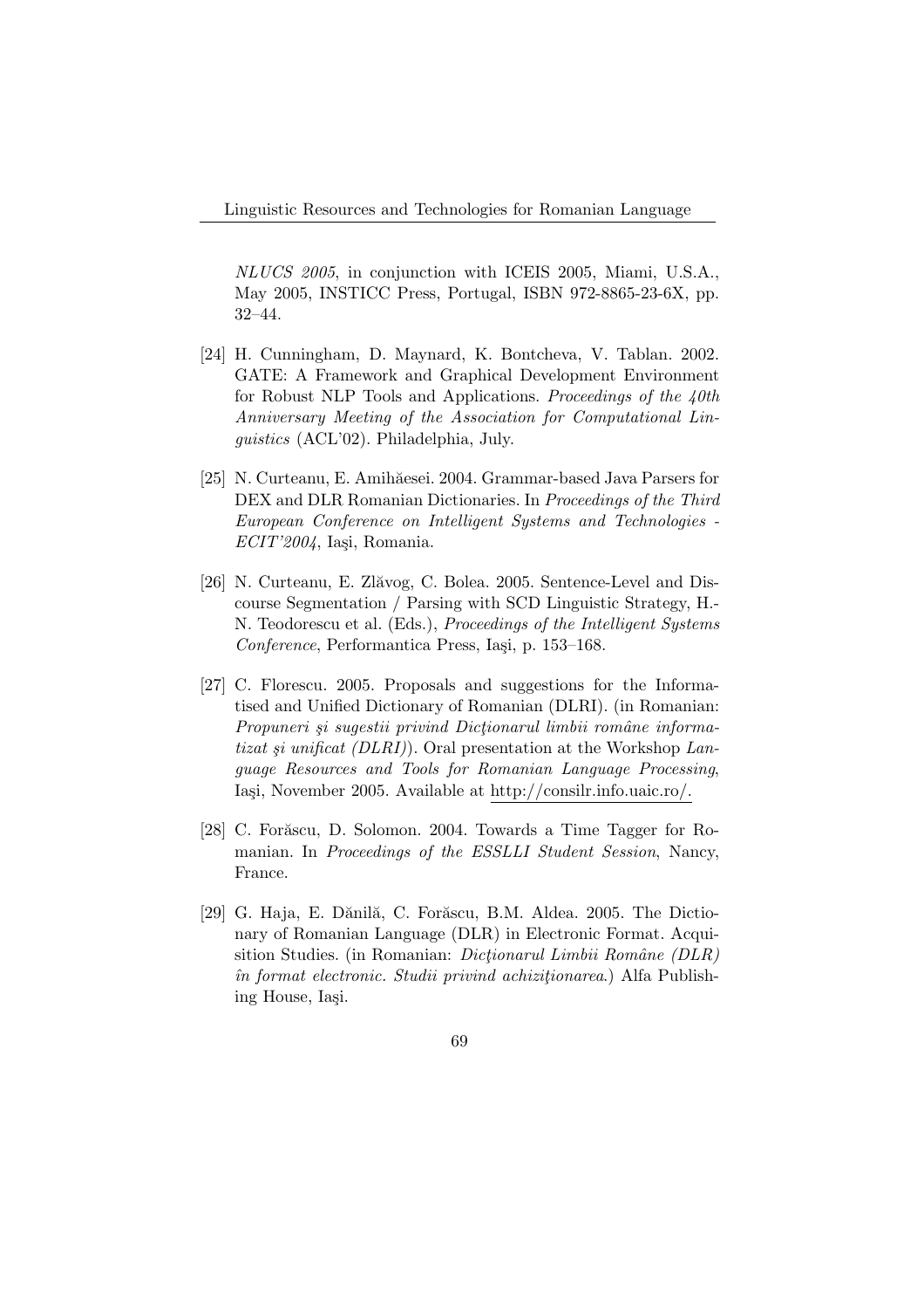*NLUCS 2005*, in conjunction with ICEIS 2005, Miami, U.S.A., May 2005, INSTICC Press, Portugal, ISBN 972-8865-23-6X, pp. 32–44.

[24] H. Cunningham, D. Maynard, K. Bontcheva, V. Tablan. 2002. GATE: A Framework and Graphical Development Environment for Robust NLP Tools and Applications. *Proceedings of the 40th Anniversary Meeting of the Association for Computational Linguistics* (ACL'02). Philadelphia, July.

[25] N. Curteanu, E. Amihăesei. 2004. Grammar-based Java Parsers for DEX and DLR Romanian Dictionaries. In *Proceedings of the Third European Conference on Intelligent Systems and Technologies - ECIT'2004*, Iaşi, Romania.

[26] N. Curteanu, E. Zlăvog, C. Bolea. 2005. Sentence-Level and Discourse Segmentation / Parsing with SCD Linguistic Strategy, H.-N. Teodorescu et al. (Eds.), *Proceedings of the Intelligent Systems Conference*, Performantica Press, Iaşi, p. 153–168.

[27] C. Florescu. 2005. Proposals and suggestions for the Informatised and Unified Dictionary of Romanian (DLRI). (in Romanian: *Propuneri şi sugestii privind Dicţionarul limbii române informatizat şi unificat (DLRI)*). Oral presentation at the Workshop *Language Resources and Tools for Romanian Language Processing*, Iaşi, November 2005. Available at http://consilr.info.uaic.ro/.

[28] C. Forăscu, D. Solomon. 2004. Towards a Time Tagger for Romanian. In *Proceedings of the ESSLLI Student Session*, Nancy, France.

[29] G. Haja, E. Dănilă, C. Forăscu, B.M. Aldea. 2005. The Dictionary of Romanian Language (DLR) in Electronic Format. Acquisition Studies. (in Romanian: *Dicţionarul Limbii Române (DLR) în format electronic. Studii privind achiziţionarea*.) Alfa Publishing House, Iaşi.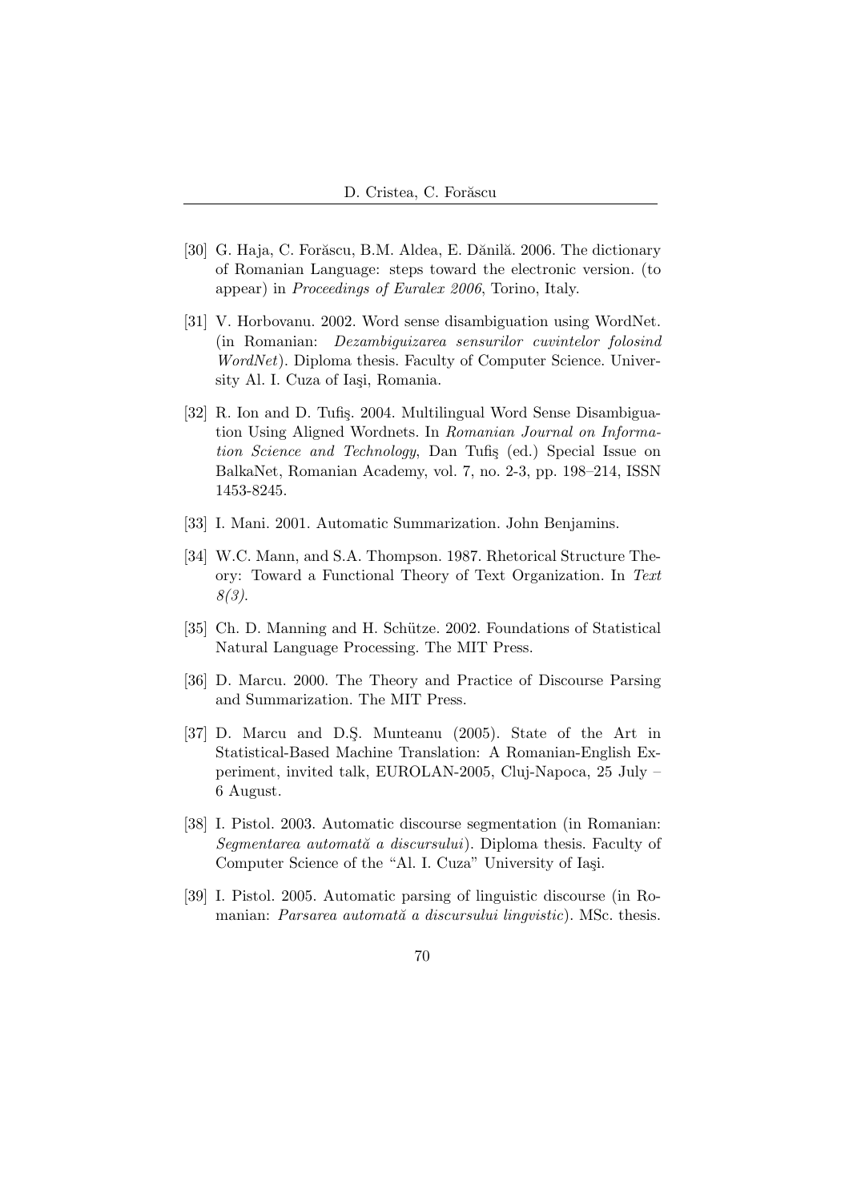[30] G. Haja, C. Forăscu, B.M. Aldea, E. Dănilă. 2006. The dictionary of Romanian Language: steps toward the electronic version. (to appear) in *Proceedings of Euralex 2006*, Torino, Italy.

[31] V. Horbovanu. 2002. Word sense disambiguation using WordNet. (in Romanian: *Dezambiguizarea sensurilor cuvintelor folosind WordNet*). Diploma thesis. Faculty of Computer Science. University Al. I. Cuza of Iaşi, Romania.

[32] R. Ion and D. Tufiş. 2004. Multilingual Word Sense Disambiguation Using Aligned Wordnets. In *Romanian Journal on Information Science and Technology*, Dan Tufiş (ed.) Special Issue on BalkaNet, Romanian Academy, vol. 7, no. 2-3, pp. 198–214, ISSN 1453-8245.

[33] I. Mani. 2001. Automatic Summarization. John Benjamins.

[34] W.C. Mann, and S.A. Thompson. 1987. Rhetorical Structure Theory: Toward a Functional Theory of Text Organization. In *Text 8(3)*.

[35] Ch. D. Manning and H. Schütze. 2002. Foundations of Statistical Natural Language Processing. The MIT Press.

[36] D. Marcu. 2000. The Theory and Practice of Discourse Parsing and Summarization. The MIT Press.

[37] D. Marcu and D.Ş. Munteanu (2005). State of the Art in Statistical-Based Machine Translation: A Romanian-English Experiment, invited talk, EUROLAN-2005, Cluj-Napoca, 25 July – 6 August.

[38] I. Pistol. 2003. Automatic discourse segmentation (in Romanian: *Segmentarea automată a discursului*). Diploma thesis. Faculty of Computer Science of the "Al. I. Cuza" University of Iaşi.

[39] I. Pistol. 2005. Automatic parsing of linguistic discourse (in Romanian: *Parsarea automată a discursului lingvistic*). MSc. thesis.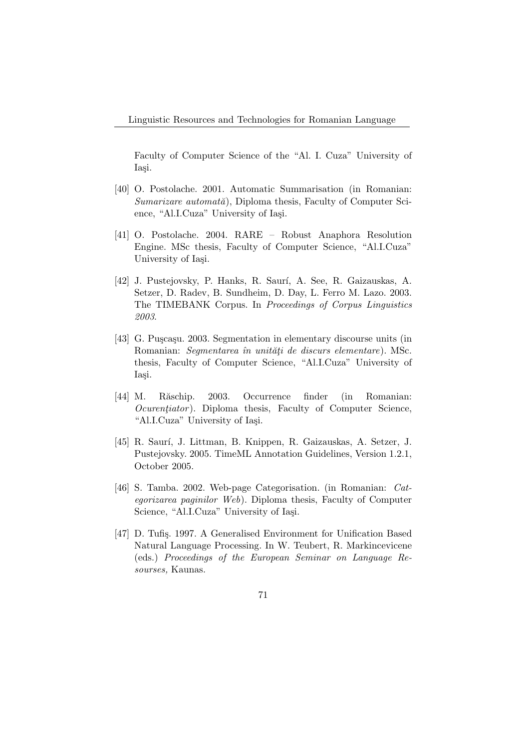Faculty of Computer Science of the "Al. I. Cuza" University of Iaşi.

[40] O. Postolache. 2001. Automatic Summarisation (in Romanian: *Sumarizare automată*), Diploma thesis, Faculty of Computer Science, "Al.I.Cuza" University of Iaşi.

[41] O. Postolache. 2004. RARE – Robust Anaphora Resolution Engine. MSc thesis, Faculty of Computer Science, "Al.I.Cuza" University of Iaşi.

[42] J. Pustejovsky, P. Hanks, R. Saurí, A. See, R. Gaizauskas, A. Setzer, D. Radev, B. Sundheim, D. Day, L. Ferro M. Lazo. 2003. The TIMEBANK Corpus. In *Proceedings of Corpus Linguistics 2003*.

[43] G. Puşcaşu. 2003. Segmentation in elementary discourse units (in Romanian: *Segmentarea în unităţi de discurs elementare*). MSc. thesis, Faculty of Computer Science, "Al.I.Cuza" University of Iaşi.

[44] M. Răschip. 2003. Occurrence finder (in Romanian: *Ocurenţiator*). Diploma thesis, Faculty of Computer Science, "Al.I.Cuza" University of Iaşi.

[45] R. Saurí, J. Littman, B. Knippen, R. Gaizauskas, A. Setzer, J. Pustejovsky. 2005. TimeML Annotation Guidelines, Version 1.2.1, October 2005.

[46] S. Tamba. 2002. Web-page Categorisation. (in Romanian: *Categorizarea paginilor Web*). Diploma thesis, Faculty of Computer Science, "Al.I.Cuza" University of Iaşi.

[47] D. Tufiş. 1997. A Generalised Environment for Unification Based Natural Language Processing. In W. Teubert, R. Markincevicene (eds.) *Proceedings of the European Seminar on Language Resourses*, Kaunas.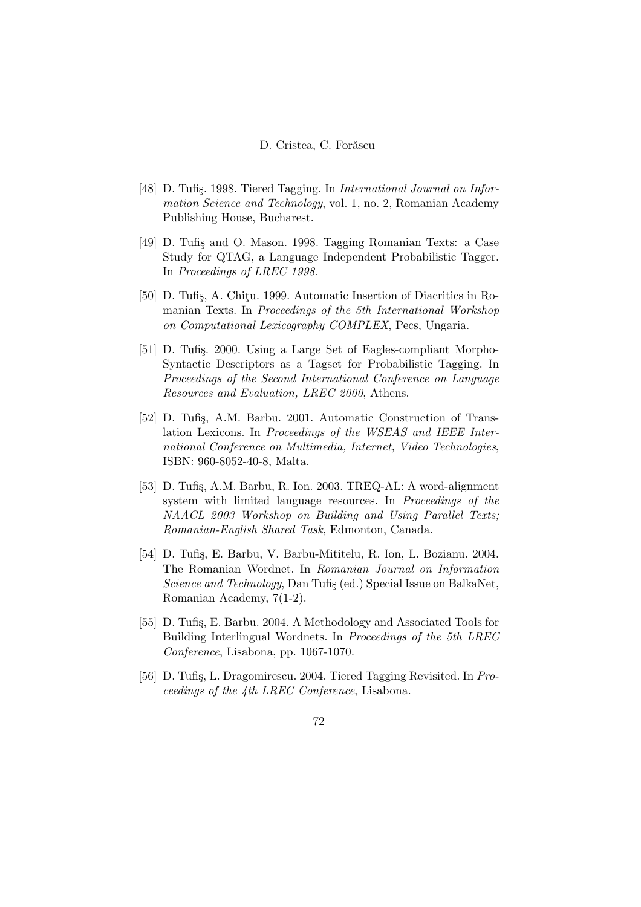[48] D. Tufiş. 1998. Tiered Tagging. In *International Journal on Information Science and Technology*, vol. 1, no. 2, Romanian Academy Publishing House, Bucharest.

[49] D. Tufiş and O. Mason. 1998. Tagging Romanian Texts: a Case Study for QTAG, a Language Independent Probabilistic Tagger. In *Proceedings of LREC 1998*.

[50] D. Tufiş, A. Chiţu. 1999. Automatic Insertion of Diacritics in Romanian Texts. In *Proceedings of the 5th International Workshop on Computational Lexicography COMPLEX*, Pecs, Ungaria.

[51] D. Tufiş. 2000. Using a Large Set of Eagles-compliant Morpho-Syntactic Descriptors as a Tagset for Probabilistic Tagging. In *Proceedings of the Second International Conference on Language Resources and Evaluation, LREC 2000*, Athens.

[52] D. Tufiş, A.M. Barbu. 2001. Automatic Construction of Translation Lexicons. In *Proceedings of the WSEAS and IEEE International Conference on Multimedia, Internet, Video Technologies*, ISBN: 960-8052-40-8, Malta.

[53] D. Tufiş, A.M. Barbu, R. Ion. 2003. TREQ-AL: A word-alignment system with limited language resources. In *Proceedings of the NAACL 2003 Workshop on Building and Using Parallel Texts; Romanian-English Shared Task*, Edmonton, Canada.

[54] D. Tufiş, E. Barbu, V. Barbu-Mititelu, R. Ion, L. Bozianu. 2004. The Romanian Wordnet. In *Romanian Journal on Information Science and Technology*, Dan Tufiş (ed.) Special Issue on BalkaNet, Romanian Academy, 7(1-2).

[55] D. Tufiş, E. Barbu. 2004. A Methodology and Associated Tools for Building Interlingual Wordnets. In *Proceedings of the 5th LREC Conference*, Lisabona, pp. 1067-1070.

[56] D. Tufiş, L. Dragomirescu. 2004. Tiered Tagging Revisited. In *Proceedings of the 4th LREC Conference*, Lisabona.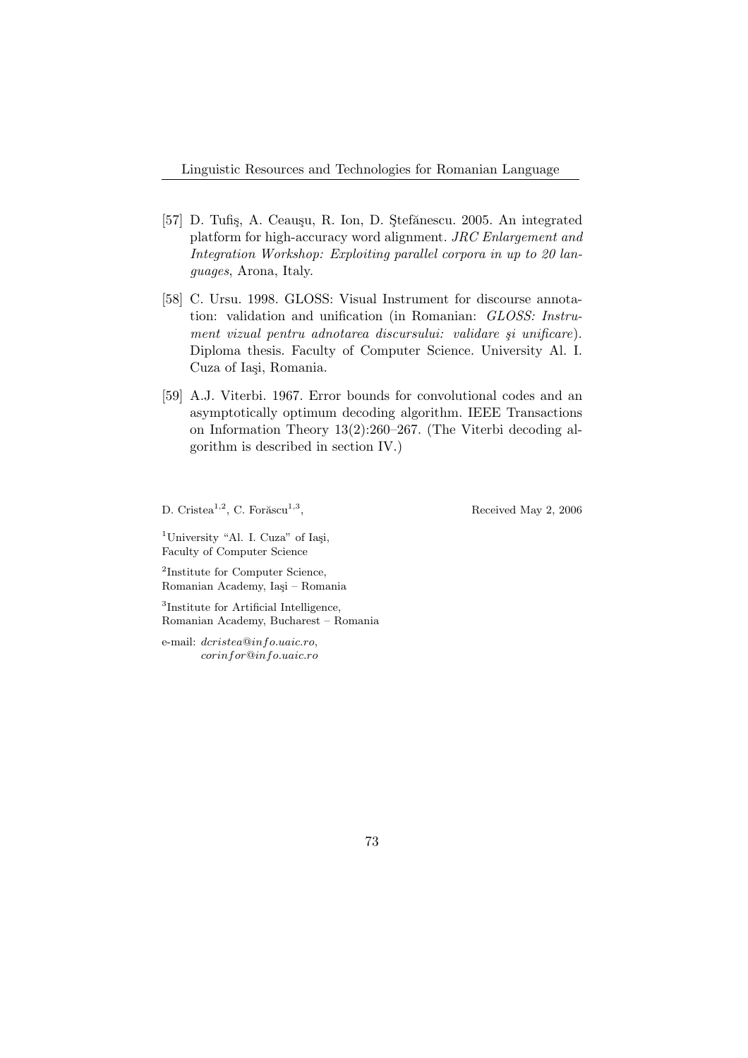[57] D. Tufiş, A. Ceauşu, R. Ion, D. Ştefănescu. 2005. An integrated platform for high-accuracy word alignment. *JRC Enlargement and Integration Workshop: Exploiting parallel corpora in up to 20 languages*, Arona, Italy.

[58] C. Ursu. 1998. GLOSS: Visual Instrument for discourse annotation: validation and unification (in Romanian: *GLOSS: Instrument vizual pentru adnotarea discursului: validare şi unificare*). Diploma thesis. Faculty of Computer Science. University Al. I. Cuza of Iaşi, Romania.

[59] A.J. Viterbi. 1967. Error bounds for convolutional codes and an asymptotically optimum decoding algorithm. IEEE Transactions on Information Theory 13(2):260–267. (The Viterbi decoding algorithm is described in section IV.)

D. Cristea[1,2], C. Forăscu[1,3],

Received May 2, 2006

[1]University "Al. I. Cuza" of Iaşi,
Faculty of Computer Science

[2]Institute for Computer Science,
Romanian Academy, Iaşi – Romania

[3]Institute for Artificial Intelligence,
Romanian Academy, Bucharest – Romania

e-mail: *dcristea@info.uaic.ro*,
*corinfor@info.uaic.ro*